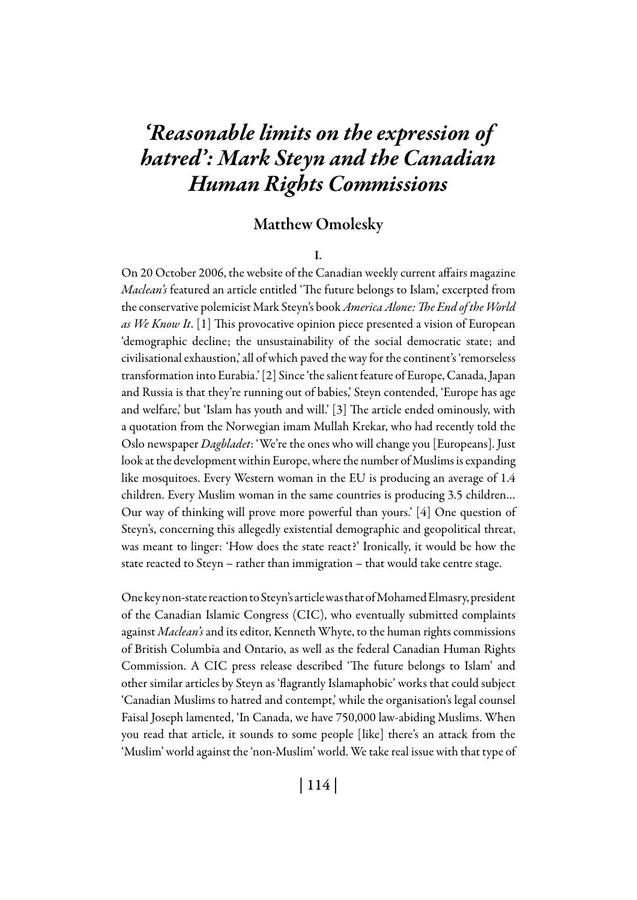# *'Reasonable limits on the expression of hatred': Mark Steyn and the Canadian Human Rights Commissions*

## Matthew Omolesky

### I.

On 20 October 2006, the website of the Canadian weekly current affairs magazine *Maclean's* featured an article entitled 'The future belongs to Islam,' excerpted from the conservative polemicist Mark Steyn's book *America Alone: The End of the World as We Know It*. [1] This provocative opinion piece presented a vision of European 'demographic decline; the unsustainability of the social democratic state; and civilisational exhaustion,' all of which paved the way for the continent's 'remorseless transformation into Eurabia.' [2] Since 'the salient feature of Europe, Canada, Japan and Russia is that they're running out of babies,' Steyn contended, 'Europe has age and welfare,' but 'Islam has youth and will.' [3] The article ended ominously, with a quotation from the Norwegian imam Mullah Krekar, who had recently told the Oslo newspaper *Dagbladet*: 'We're the ones who will change you [Europeans]. Just look at the development within Europe, where the number of Muslims is expanding like mosquitoes. Every Western woman in the EU is producing an average of 1.4 children. Every Muslim woman in the same countries is producing 3.5 children... Our way of thinking will prove more powerful than yours.' [4] One question of Steyn's, concerning this allegedly existential demographic and geopolitical threat, was meant to linger: 'How does the state react?' Ironically, it would be how the state reacted to Steyn – rather than immigration – that would take centre stage.

One key non-state reaction to Steyn's article was that of Mohamed Elmasry, president of the Canadian Islamic Congress (CIC), who eventually submitted complaints against *Maclean's* and its editor, Kenneth Whyte, to the human rights commissions of British Columbia and Ontario, as well as the federal Canadian Human Rights Commission. A CIC press release described 'The future belongs to Islam' and other similar articles by Steyn as 'flagrantly Islamaphobic' works that could subject 'Canadian Muslims to hatred and contempt,' while the organisation's legal counsel Faisal Joseph lamented, 'In Canada, we have 750,000 law-abiding Muslims. When you read that article, it sounds to some people [like] there's an attack from the 'Muslim' world against the 'non-Muslim' world. We take real issue with that type of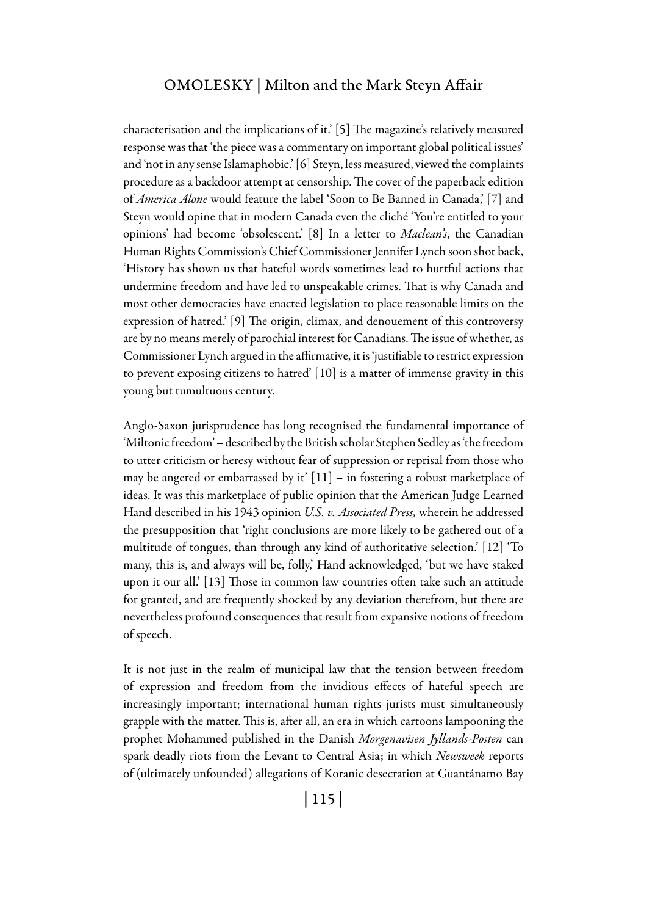characterisation and the implications of it.' [5] The magazine's relatively measured response was that 'the piece was a commentary on important global political issues' and 'not in any sense Islamaphobic.' [6] Steyn, less measured, viewed the complaints procedure as a backdoor attempt at censorship. The cover of the paperback edition of *America Alone* would feature the label 'Soon to Be Banned in Canada,' [7] and Steyn would opine that in modern Canada even the cliché 'You're entitled to your opinions' had become 'obsolescent.' [8] In a letter to *Maclean's*, the Canadian Human Rights Commission's Chief Commissioner Jennifer Lynch soon shot back, 'History has shown us that hateful words sometimes lead to hurtful actions that undermine freedom and have led to unspeakable crimes. That is why Canada and most other democracies have enacted legislation to place reasonable limits on the expression of hatred.' [9] The origin, climax, and denouement of this controversy are by no means merely of parochial interest for Canadians. The issue of whether, as Commissioner Lynch argued in the affirmative, it is 'justifiable to restrict expression to prevent exposing citizens to hatred' [10] is a matter of immense gravity in this young but tumultuous century.

Anglo-Saxon jurisprudence has long recognised the fundamental importance of 'Miltonic freedom' – described by the British scholar Stephen Sedley as 'the freedom to utter criticism or heresy without fear of suppression or reprisal from those who may be angered or embarrassed by it' [11] – in fostering a robust marketplace of ideas. It was this marketplace of public opinion that the American Judge Learned Hand described in his 1943 opinion *U.S. v. Associated Press,* wherein he addressed the presupposition that 'right conclusions are more likely to be gathered out of a multitude of tongues, than through any kind of authoritative selection.' [12] 'To many, this is, and always will be, folly,' Hand acknowledged, 'but we have staked upon it our all.' [13] Those in common law countries often take such an attitude for granted, and are frequently shocked by any deviation therefrom, but there are nevertheless profound consequences that result from expansive notions of freedom of speech.

It is not just in the realm of municipal law that the tension between freedom of expression and freedom from the invidious effects of hateful speech are increasingly important; international human rights jurists must simultaneously grapple with the matter. This is, after all, an era in which cartoons lampooning the prophet Mohammed published in the Danish *Morgenavisen Jyllands-Posten* can spark deadly riots from the Levant to Central Asia; in which *Newsweek* reports of (ultimately unfounded) allegations of Koranic desecration at Guantánamo Bay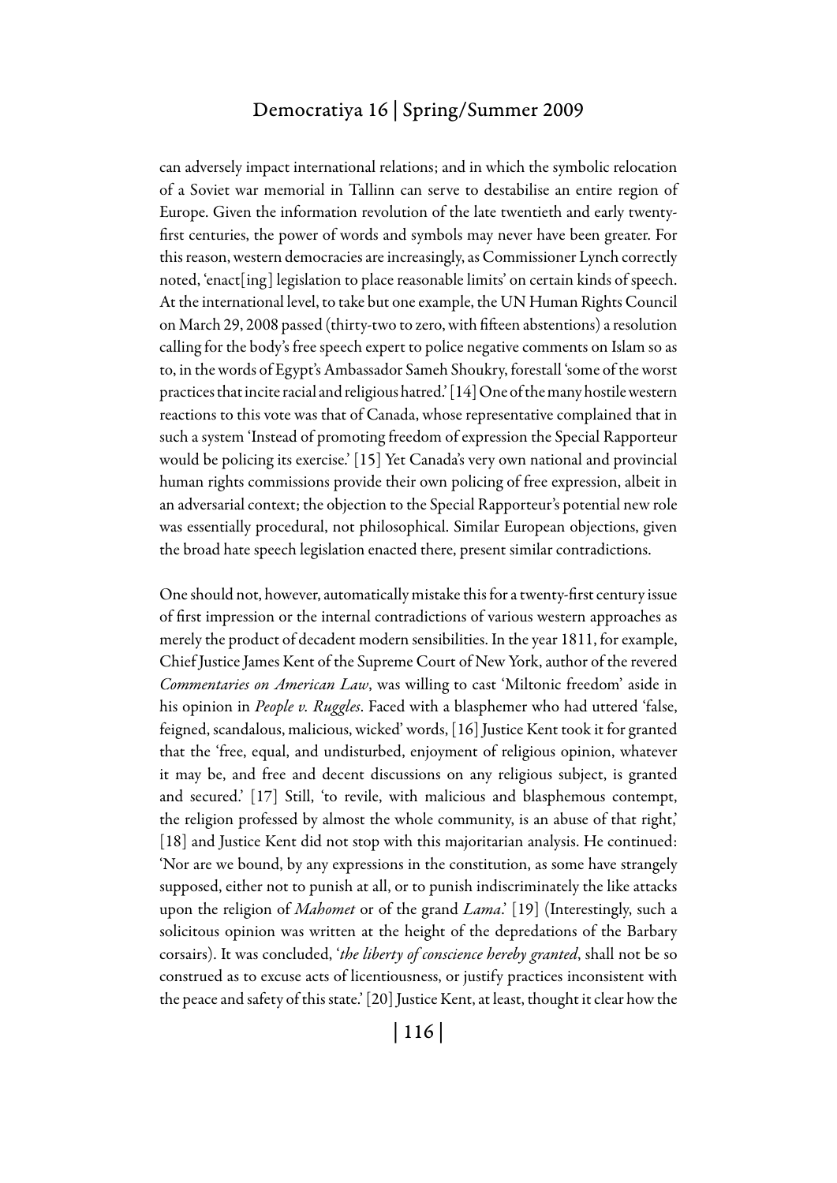can adversely impact international relations; and in which the symbolic relocation of a Soviet war memorial in Tallinn can serve to destabilise an entire region of Europe. Given the information revolution of the late twentieth and early twenty-first centuries, the power of words and symbols may never have been greater. For this reason, western democracies are increasingly, as Commissioner Lynch correctly noted, 'enact[ing] legislation to place reasonable limits' on certain kinds of speech. At the international level, to take but one example, the UN Human Rights Council on March 29, 2008 passed (thirty-two to zero, with fifteen abstentions) a resolution calling for the body's free speech expert to police negative comments on Islam so as to, in the words of Egypt's Ambassador Sameh Shoukry, forestall 'some of the worst practices that incite racial and religious hatred.' [14] One of the many hostile western reactions to this vote was that of Canada, whose representative complained that in such a system 'Instead of promoting freedom of expression the Special Rapporteur would be policing its exercise.' [15] Yet Canada's very own national and provincial human rights commissions provide their own policing of free expression, albeit in an adversarial context; the objection to the Special Rapporteur's potential new role was essentially procedural, not philosophical. Similar European objections, given the broad hate speech legislation enacted there, present similar contradictions.

One should not, however, automatically mistake this for a twenty-first century issue of first impression or the internal contradictions of various western approaches as merely the product of decadent modern sensibilities. In the year 1811, for example, Chief Justice James Kent of the Supreme Court of New York, author of the revered *Commentaries on American Law*, was willing to cast 'Miltonic freedom' aside in his opinion in *People v. Ruggles*. Faced with a blasphemer who had uttered 'false, feigned, scandalous, malicious, wicked' words, [16] Justice Kent took it for granted that the 'free, equal, and undisturbed, enjoyment of religious opinion, whatever it may be, and free and decent discussions on any religious subject, is granted and secured.' [17] Still, 'to revile, with malicious and blasphemous contempt, the religion professed by almost the whole community, is an abuse of that right,' [18] and Justice Kent did not stop with this majoritarian analysis. He continued: 'Nor are we bound, by any expressions in the constitution, as some have strangely supposed, either not to punish at all, or to punish indiscriminately the like attacks upon the religion of *Mahomet* or of the grand *Lama*.' [19] (Interestingly, such a solicitous opinion was written at the height of the depredations of the Barbary corsairs). It was concluded, '*the liberty of conscience hereby granted*, shall not be so construed as to excuse acts of licentiousness, or justify practices inconsistent with the peace and safety of this state.' [20] Justice Kent, at least, thought it clear how the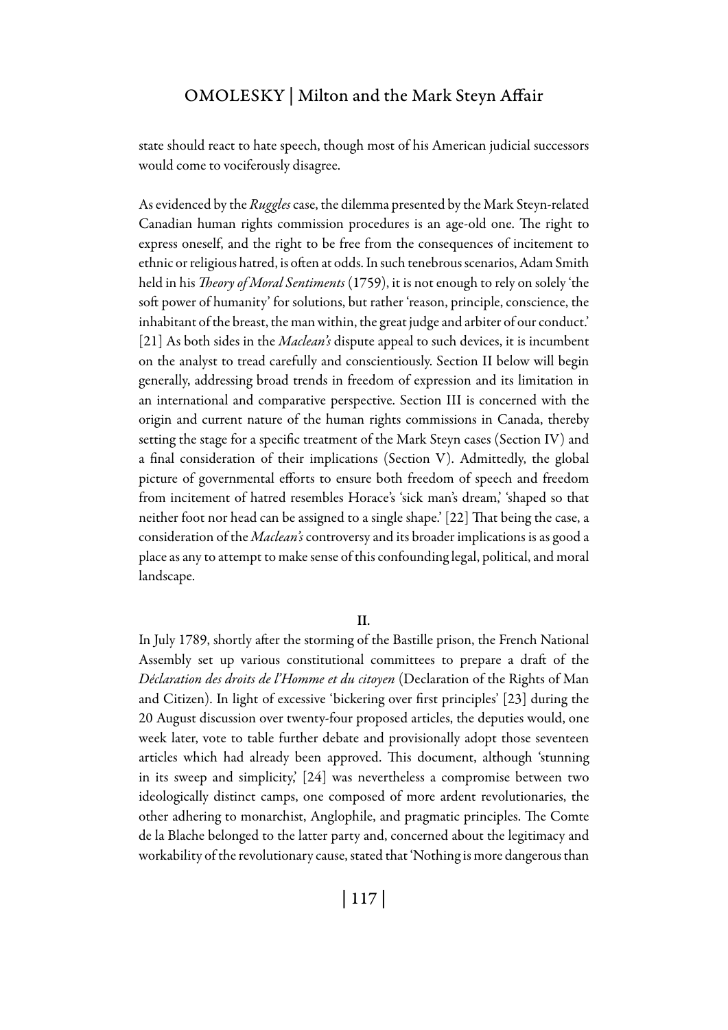state should react to hate speech, though most of his American judicial successors would come to vociferously disagree.

As evidenced by the *Ruggles* case, the dilemma presented by the Mark Steyn-related Canadian human rights commission procedures is an age-old one. The right to express oneself, and the right to be free from the consequences of incitement to ethnic or religious hatred, is often at odds. In such tenebrous scenarios, Adam Smith held in his *Theory of Moral Sentiments* (1759), it is not enough to rely on solely 'the soft power of humanity' for solutions, but rather 'reason, principle, conscience, the inhabitant of the breast, the man within, the great judge and arbiter of our conduct.' [21] As both sides in the *Maclean's* dispute appeal to such devices, it is incumbent on the analyst to tread carefully and conscientiously. Section II below will begin generally, addressing broad trends in freedom of expression and its limitation in an international and comparative perspective. Section III is concerned with the origin and current nature of the human rights commissions in Canada, thereby setting the stage for a specific treatment of the Mark Steyn cases (Section IV) and a final consideration of their implications (Section V). Admittedly, the global picture of governmental efforts to ensure both freedom of speech and freedom from incitement of hatred resembles Horace's 'sick man's dream,' 'shaped so that neither foot nor head can be assigned to a single shape.' [22] That being the case, a consideration of the *Maclean's* controversy and its broader implications is as good a place as any to attempt to make sense of this confounding legal, political, and moral landscape.

## II.

In July 1789, shortly after the storming of the Bastille prison, the French National Assembly set up various constitutional committees to prepare a draft of the *Déclaration des droits de l'Homme et du citoyen* (Declaration of the Rights of Man and Citizen). In light of excessive 'bickering over first principles' [23] during the 20 August discussion over twenty-four proposed articles, the deputies would, one week later, vote to table further debate and provisionally adopt those seventeen articles which had already been approved. This document, although 'stunning in its sweep and simplicity,' [24] was nevertheless a compromise between two ideologically distinct camps, one composed of more ardent revolutionaries, the other adhering to monarchist, Anglophile, and pragmatic principles. The Comte de la Blache belonged to the latter party and, concerned about the legitimacy and workability of the revolutionary cause, stated that 'Nothing is more dangerous than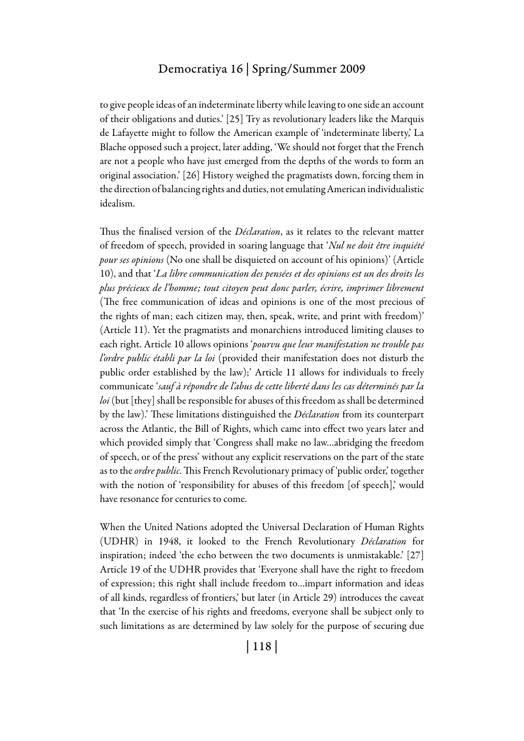to give people ideas of an indeterminate liberty while leaving to one side an account of their obligations and duties.' [25] Try as revolutionary leaders like the Marquis de Lafayette might to follow the American example of 'indeterminate liberty,' La Blache opposed such a project, later adding, 'We should not forget that the French are not a people who have just emerged from the depths of the words to form an original association.' [26] History weighed the pragmatists down, forcing them in the direction of balancing rights and duties, not emulating American individualistic idealism.

Thus the finalised version of the *Déclaration*, as it relates to the relevant matter of freedom of speech, provided in soaring language that '*Nul ne doit être inquiété pour ses opinions* (No one shall be disquieted on account of his opinions)' (Article 10), and that '*La libre communication des pensées et des opinions est un des droits les plus précieux de l'homme; tout citoyen peut donc parler, écrire, imprimer librement* (The free communication of ideas and opinions is one of the most precious of the rights of man; each citizen may, then, speak, write, and print with freedom)' (Article 11). Yet the pragmatists and monarchiens introduced limiting clauses to each right. Article 10 allows opinions '*pourvu que leur manifestation ne trouble pas l'ordre public établi par la loi* (provided their manifestation does not disturb the public order established by the law);' Article 11 allows for individuals to freely communicate '*sauf à répondre de l'abus de cette liberté dans les cas déterminés par la loi* (but [they] shall be responsible for abuses of this freedom as shall be determined by the law).' These limitations distinguished the *Déclaration* from its counterpart across the Atlantic, the Bill of Rights, which came into effect two years later and which provided simply that 'Congress shall make no law…abridging the freedom of speech, or of the press' without any explicit reservations on the part of the state as to the *ordre public*. This French Revolutionary primacy of 'public order,' together with the notion of 'responsibility for abuses of this freedom [of speech],' would have resonance for centuries to come.

When the United Nations adopted the Universal Declaration of Human Rights (UDHR) in 1948, it looked to the French Revolutionary *Déclaration* for inspiration; indeed 'the echo between the two documents is unmistakable.' [27] Article 19 of the UDHR provides that 'Everyone shall have the right to freedom of expression; this right shall include freedom to…impart information and ideas of all kinds, regardless of frontiers,' but later (in Article 29) introduces the caveat that 'In the exercise of his rights and freedoms, everyone shall be subject only to such limitations as are determined by law solely for the purpose of securing due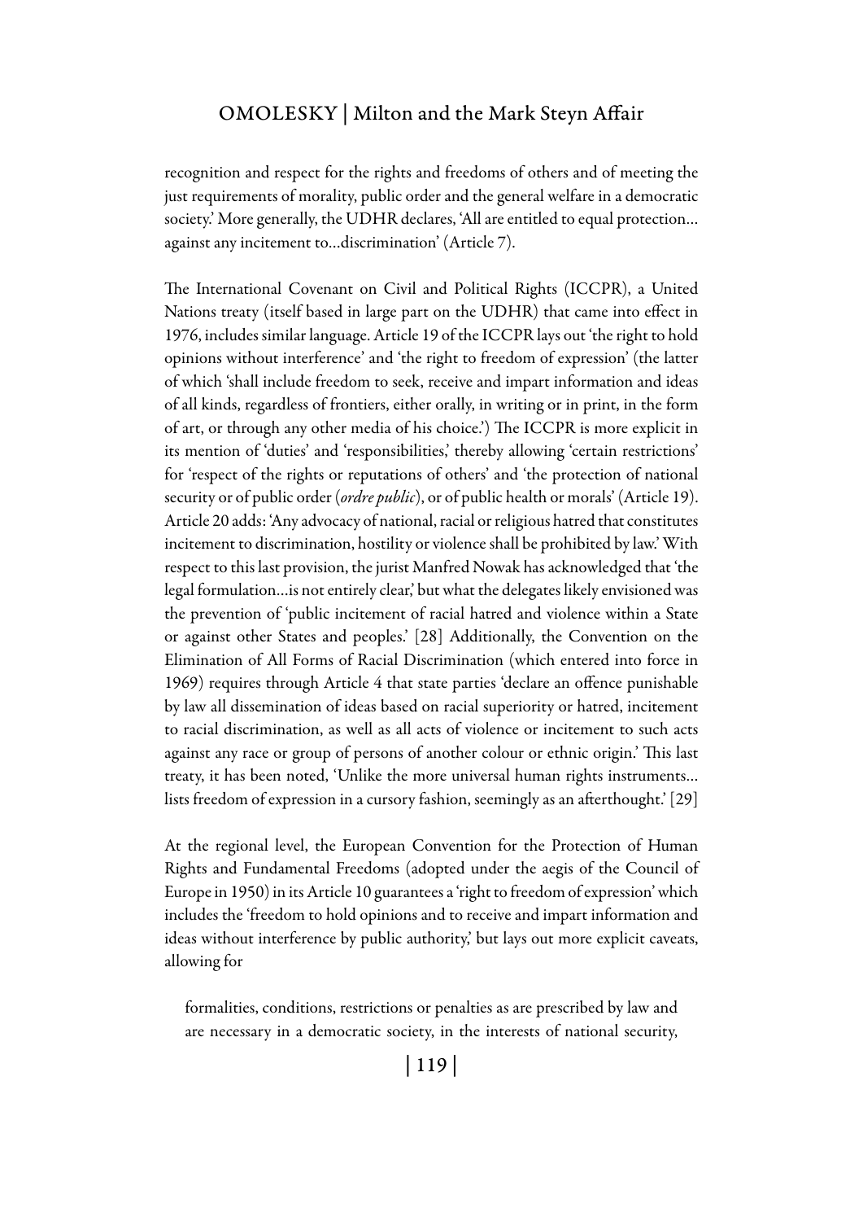recognition and respect for the rights and freedoms of others and of meeting the just requirements of morality, public order and the general welfare in a democratic society.' More generally, the UDHR declares, 'All are entitled to equal protection… against any incitement to…discrimination' (Article 7).

The International Covenant on Civil and Political Rights (ICCPR), a United Nations treaty (itself based in large part on the UDHR) that came into effect in 1976, includes similar language. Article 19 of the ICCPR lays out 'the right to hold opinions without interference' and 'the right to freedom of expression' (the latter of which 'shall include freedom to seek, receive and impart information and ideas of all kinds, regardless of frontiers, either orally, in writing or in print, in the form of art, or through any other media of his choice.') The ICCPR is more explicit in its mention of 'duties' and 'responsibilities,' thereby allowing 'certain restrictions' for 'respect of the rights or reputations of others' and 'the protection of national security or of public order (*ordre public*), or of public health or morals' (Article 19). Article 20 adds: 'Any advocacy of national, racial or religious hatred that constitutes incitement to discrimination, hostility or violence shall be prohibited by law.' With respect to this last provision, the jurist Manfred Nowak has acknowledged that 'the legal formulation…is not entirely clear,' but what the delegates likely envisioned was the prevention of 'public incitement of racial hatred and violence within a State or against other States and peoples.' [28] Additionally, the Convention on the Elimination of All Forms of Racial Discrimination (which entered into force in 1969) requires through Article 4 that state parties 'declare an offence punishable by law all dissemination of ideas based on racial superiority or hatred, incitement to racial discrimination, as well as all acts of violence or incitement to such acts against any race or group of persons of another colour or ethnic origin.' This last treaty, it has been noted, 'Unlike the more universal human rights instruments… lists freedom of expression in a cursory fashion, seemingly as an afterthought.' [29]

At the regional level, the European Convention for the Protection of Human Rights and Fundamental Freedoms (adopted under the aegis of the Council of Europe in 1950) in its Article 10 guarantees a 'right to freedom of expression' which includes the 'freedom to hold opinions and to receive and impart information and ideas without interference by public authority,' but lays out more explicit caveats, allowing for

> formalities, conditions, restrictions or penalties as are prescribed by law and are necessary in a democratic society, in the interests of national security,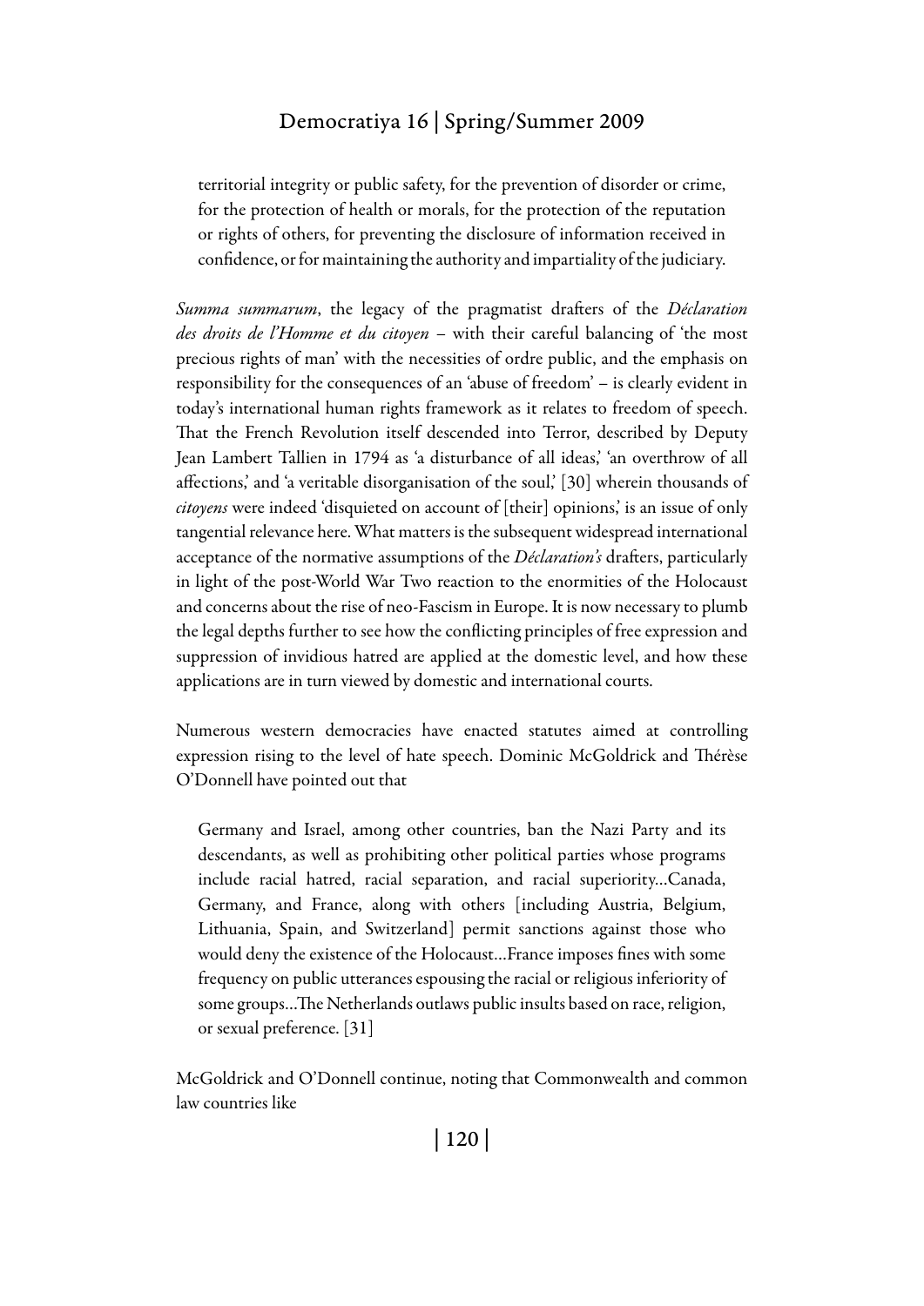> territorial integrity or public safety, for the prevention of disorder or crime, for the protection of health or morals, for the protection of the reputation or rights of others, for preventing the disclosure of information received in confidence, or for maintaining the authority and impartiality of the judiciary.

*Summa summarum*, the legacy of the pragmatist drafters of the *Déclaration des droits de l'Homme et du citoyen* – with their careful balancing of 'the most precious rights of man' with the necessities of ordre public, and the emphasis on responsibility for the consequences of an 'abuse of freedom' – is clearly evident in today's international human rights framework as it relates to freedom of speech. That the French Revolution itself descended into Terror, described by Deputy Jean Lambert Tallien in 1794 as 'a disturbance of all ideas,' 'an overthrow of all affections,' and 'a veritable disorganisation of the soul,' [30] wherein thousands of *citoyens* were indeed 'disquieted on account of [their] opinions,' is an issue of only tangential relevance here. What matters is the subsequent widespread international acceptance of the normative assumptions of the *Déclaration's* drafters, particularly in light of the post-World War Two reaction to the enormities of the Holocaust and concerns about the rise of neo-Fascism in Europe. It is now necessary to plumb the legal depths further to see how the conflicting principles of free expression and suppression of invidious hatred are applied at the domestic level, and how these applications are in turn viewed by domestic and international courts.

Numerous western democracies have enacted statutes aimed at controlling expression rising to the level of hate speech. Dominic McGoldrick and Thérèse O'Donnell have pointed out that

> Germany and Israel, among other countries, ban the Nazi Party and its descendants, as well as prohibiting other political parties whose programs include racial hatred, racial separation, and racial superiority…Canada, Germany, and France, along with others [including Austria, Belgium, Lithuania, Spain, and Switzerland] permit sanctions against those who would deny the existence of the Holocaust…France imposes fines with some frequency on public utterances espousing the racial or religious inferiority of some groups…The Netherlands outlaws public insults based on race, religion, or sexual preference. [31]

McGoldrick and O'Donnell continue, noting that Commonwealth and common law countries like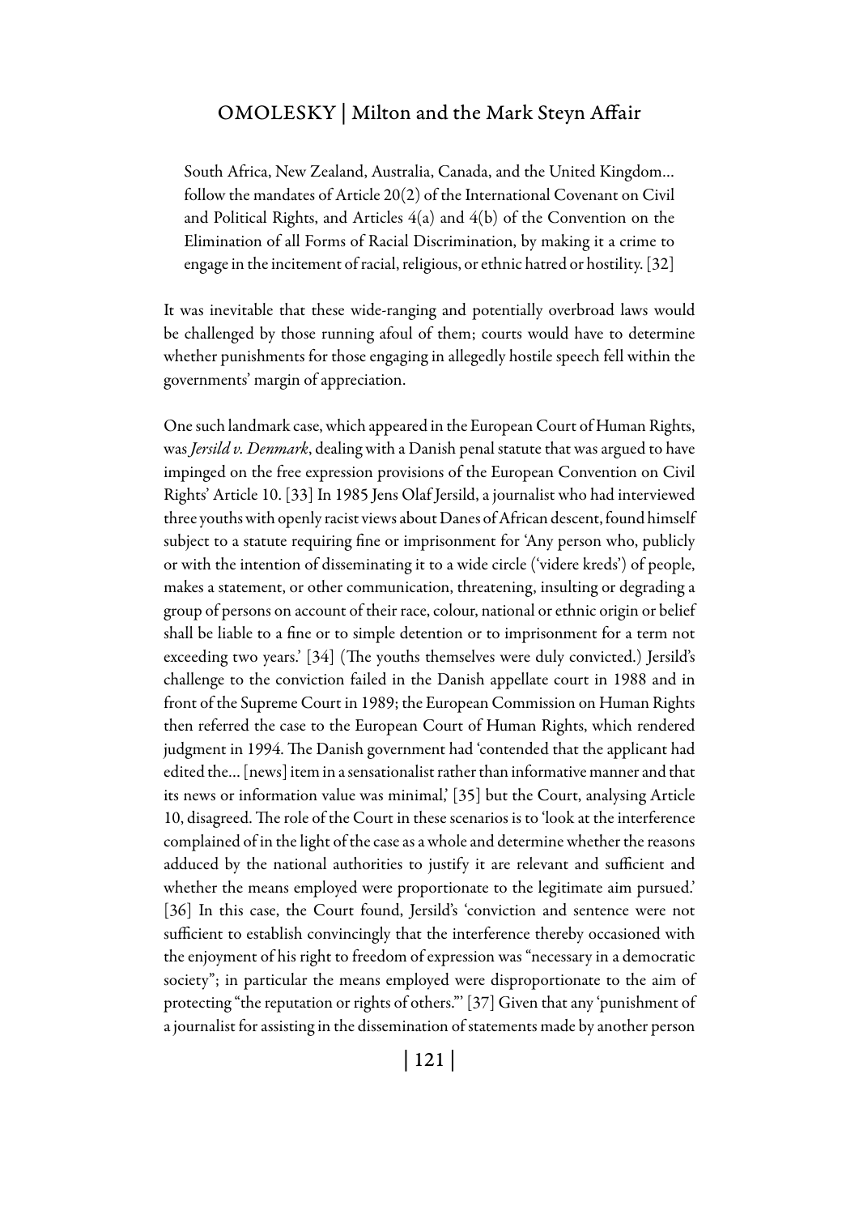> South Africa, New Zealand, Australia, Canada, and the United Kingdom… follow the mandates of Article 20(2) of the International Covenant on Civil and Political Rights, and Articles 4(a) and 4(b) of the Convention on the Elimination of all Forms of Racial Discrimination, by making it a crime to engage in the incitement of racial, religious, or ethnic hatred or hostility. [32]

It was inevitable that these wide-ranging and potentially overbroad laws would be challenged by those running afoul of them; courts would have to determine whether punishments for those engaging in allegedly hostile speech fell within the governments' margin of appreciation.

One such landmark case, which appeared in the European Court of Human Rights, was *Jersild v. Denmark*, dealing with a Danish penal statute that was argued to have impinged on the free expression provisions of the European Convention on Civil Rights' Article 10. [33] In 1985 Jens Olaf Jersild, a journalist who had interviewed three youths with openly racist views about Danes of African descent, found himself subject to a statute requiring fine or imprisonment for 'Any person who, publicly or with the intention of disseminating it to a wide circle ('videre kreds') of people, makes a statement, or other communication, threatening, insulting or degrading a group of persons on account of their race, colour, national or ethnic origin or belief shall be liable to a fine or to simple detention or to imprisonment for a term not exceeding two years.' [34] (The youths themselves were duly convicted.) Jersild's challenge to the conviction failed in the Danish appellate court in 1988 and in front of the Supreme Court in 1989; the European Commission on Human Rights then referred the case to the European Court of Human Rights, which rendered judgment in 1994. The Danish government had 'contended that the applicant had edited the… [news] item in a sensationalist rather than informative manner and that its news or information value was minimal,' [35] but the Court, analysing Article 10, disagreed. The role of the Court in these scenarios is to 'look at the interference complained of in the light of the case as a whole and determine whether the reasons adduced by the national authorities to justify it are relevant and sufficient and whether the means employed were proportionate to the legitimate aim pursued.' [36] In this case, the Court found, Jersild's 'conviction and sentence were not sufficient to establish convincingly that the interference thereby occasioned with the enjoyment of his right to freedom of expression was "necessary in a democratic society"; in particular the means employed were disproportionate to the aim of protecting "the reputation or rights of others."' [37] Given that any 'punishment of a journalist for assisting in the dissemination of statements made by another person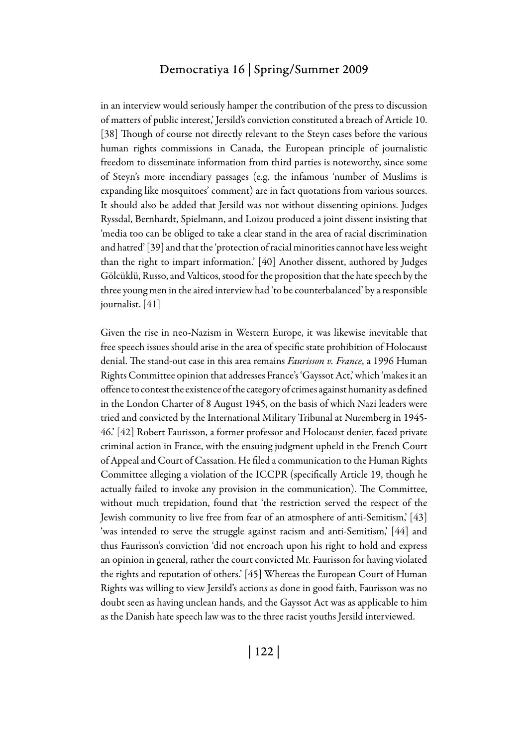in an interview would seriously hamper the contribution of the press to discussion of matters of public interest,' Jersild's conviction constituted a breach of Article 10. [38] Though of course not directly relevant to the Steyn cases before the various human rights commissions in Canada, the European principle of journalistic freedom to disseminate information from third parties is noteworthy, since some of Steyn's more incendiary passages (e.g. the infamous 'number of Muslims is expanding like mosquitoes' comment) are in fact quotations from various sources. It should also be added that Jersild was not without dissenting opinions. Judges Ryssdal, Bernhardt, Spielmann, and Loizou produced a joint dissent insisting that 'media too can be obliged to take a clear stand in the area of racial discrimination and hatred' [39] and that the 'protection of racial minorities cannot have less weight than the right to impart information.' [40] Another dissent, authored by Judges Gölcüklü, Russo, and Valticos, stood for the proposition that the hate speech by the three young men in the aired interview had 'to be counterbalanced' by a responsible journalist. [41]

Given the rise in neo-Nazism in Western Europe, it was likewise inevitable that free speech issues should arise in the area of specific state prohibition of Holocaust denial. The stand-out case in this area remains *Faurisson v. France*, a 1996 Human Rights Committee opinion that addresses France's 'Gayssot Act,' which 'makes it an offence to contest the existence of the category of crimes against humanity as defined in the London Charter of 8 August 1945, on the basis of which Nazi leaders were tried and convicted by the International Military Tribunal at Nuremberg in 1945-46.' [42] Robert Faurisson, a former professor and Holocaust denier, faced private criminal action in France, with the ensuing judgment upheld in the French Court of Appeal and Court of Cassation. He filed a communication to the Human Rights Committee alleging a violation of the ICCPR (specifically Article 19, though he actually failed to invoke any provision in the communication). The Committee, without much trepidation, found that 'the restriction served the respect of the Jewish community to live free from fear of an atmosphere of anti-Semitism,' [43] 'was intended to serve the struggle against racism and anti-Semitism,' [44] and thus Faurisson's conviction 'did not encroach upon his right to hold and express an opinion in general, rather the court convicted Mr. Faurisson for having violated the rights and reputation of others.' [45] Whereas the European Court of Human Rights was willing to view Jersild's actions as done in good faith, Faurisson was no doubt seen as having unclean hands, and the Gayssot Act was as applicable to him as the Danish hate speech law was to the three racist youths Jersild interviewed.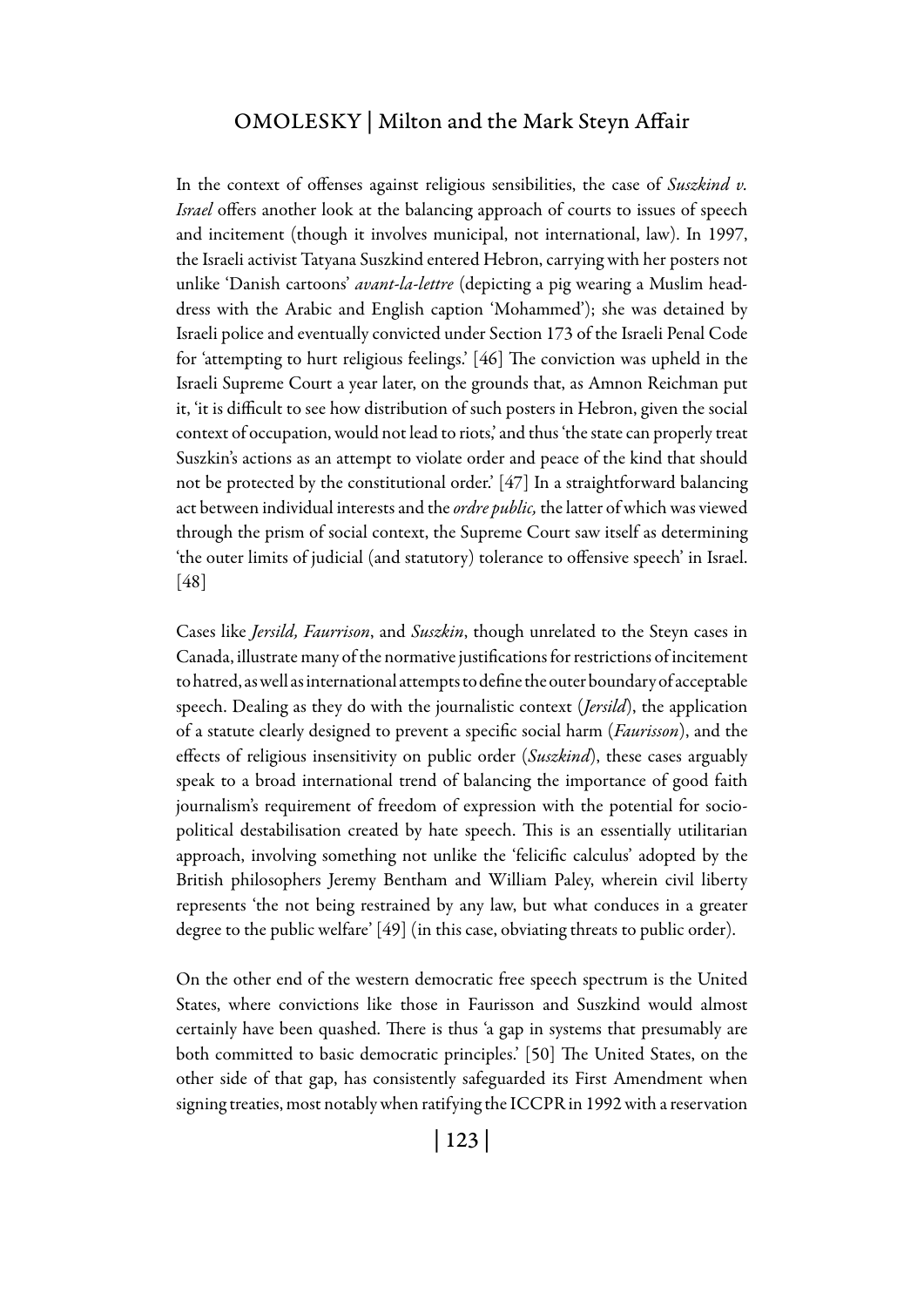In the context of offenses against religious sensibilities, the case of *Suszkind v. Israel* offers another look at the balancing approach of courts to issues of speech and incitement (though it involves municipal, not international, law). In 1997, the Israeli activist Tatyana Suszkind entered Hebron, carrying with her posters not unlike 'Danish cartoons' *avant-la-lettre* (depicting a pig wearing a Muslim headdress with the Arabic and English caption 'Mohammed'); she was detained by Israeli police and eventually convicted under Section 173 of the Israeli Penal Code for 'attempting to hurt religious feelings.' [46] The conviction was upheld in the Israeli Supreme Court a year later, on the grounds that, as Amnon Reichman put it, 'it is difficult to see how distribution of such posters in Hebron, given the social context of occupation, would not lead to riots,' and thus 'the state can properly treat Suszkin's actions as an attempt to violate order and peace of the kind that should not be protected by the constitutional order.' [47] In a straightforward balancing act between individual interests and the *ordre public,* the latter of which was viewed through the prism of social context, the Supreme Court saw itself as determining 'the outer limits of judicial (and statutory) tolerance to offensive speech' in Israel. [48]

Cases like *Jersild, Faurrison*, and *Suszkin*, though unrelated to the Steyn cases in Canada, illustrate many of the normative justifications for restrictions of incitement to hatred, as well as international attempts to define the outer boundary of acceptable speech. Dealing as they do with the journalistic context (*Jersild*), the application of a statute clearly designed to prevent a specific social harm (*Faurisson*), and the effects of religious insensitivity on public order (*Suszkind*), these cases arguably speak to a broad international trend of balancing the importance of good faith journalism's requirement of freedom of expression with the potential for socio-political destabilisation created by hate speech. This is an essentially utilitarian approach, involving something not unlike the 'felicific calculus' adopted by the British philosophers Jeremy Bentham and William Paley, wherein civil liberty represents 'the not being restrained by any law, but what conduces in a greater degree to the public welfare' [49] (in this case, obviating threats to public order).

On the other end of the western democratic free speech spectrum is the United States, where convictions like those in Faurisson and Suszkind would almost certainly have been quashed. There is thus 'a gap in systems that presumably are both committed to basic democratic principles.' [50] The United States, on the other side of that gap, has consistently safeguarded its First Amendment when signing treaties, most notably when ratifying the ICCPR in 1992 with a reservation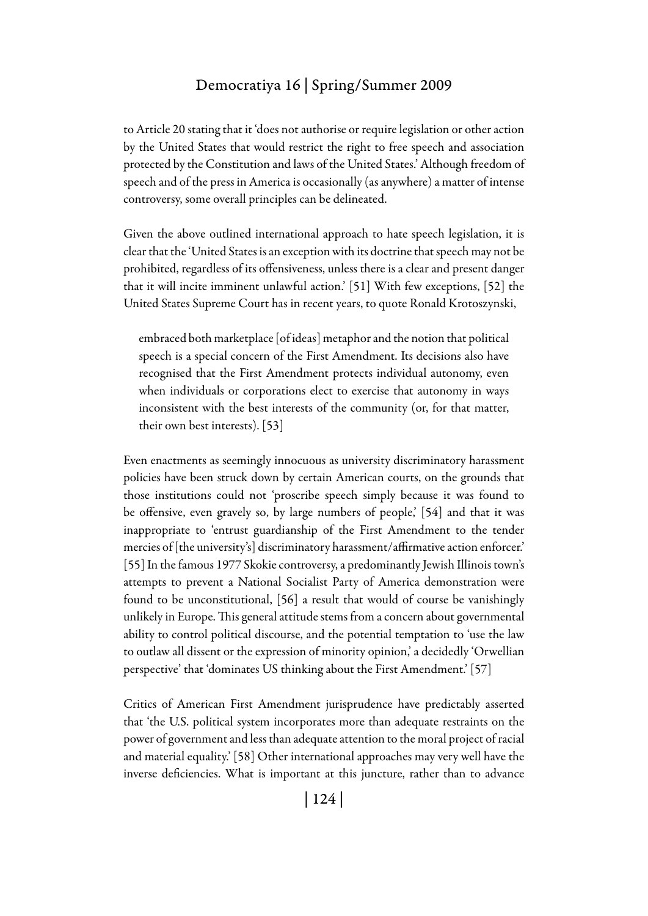to Article 20 stating that it 'does not authorise or require legislation or other action by the United States that would restrict the right to free speech and association protected by the Constitution and laws of the United States.' Although freedom of speech and of the press in America is occasionally (as anywhere) a matter of intense controversy, some overall principles can be delineated.

Given the above outlined international approach to hate speech legislation, it is clear that the 'United States is an exception with its doctrine that speech may not be prohibited, regardless of its offensiveness, unless there is a clear and present danger that it will incite imminent unlawful action.' [51] With few exceptions, [52] the United States Supreme Court has in recent years, to quote Ronald Krotoszynski,

> embraced both marketplace [of ideas] metaphor and the notion that political speech is a special concern of the First Amendment. Its decisions also have recognised that the First Amendment protects individual autonomy, even when individuals or corporations elect to exercise that autonomy in ways inconsistent with the best interests of the community (or, for that matter, their own best interests). [53]

Even enactments as seemingly innocuous as university discriminatory harassment policies have been struck down by certain American courts, on the grounds that those institutions could not 'proscribe speech simply because it was found to be offensive, even gravely so, by large numbers of people,' [54] and that it was inappropriate to 'entrust guardianship of the First Amendment to the tender mercies of [the university's] discriminatory harassment/affirmative action enforcer.' [55] In the famous 1977 Skokie controversy, a predominantly Jewish Illinois town's attempts to prevent a National Socialist Party of America demonstration were found to be unconstitutional, [56] a result that would of course be vanishingly unlikely in Europe. This general attitude stems from a concern about governmental ability to control political discourse, and the potential temptation to 'use the law to outlaw all dissent or the expression of minority opinion,' a decidedly 'Orwellian perspective' that 'dominates US thinking about the First Amendment.' [57]

Critics of American First Amendment jurisprudence have predictably asserted that 'the U.S. political system incorporates more than adequate restraints on the power of government and less than adequate attention to the moral project of racial and material equality.' [58] Other international approaches may very well have the inverse deficiencies. What is important at this juncture, rather than to advance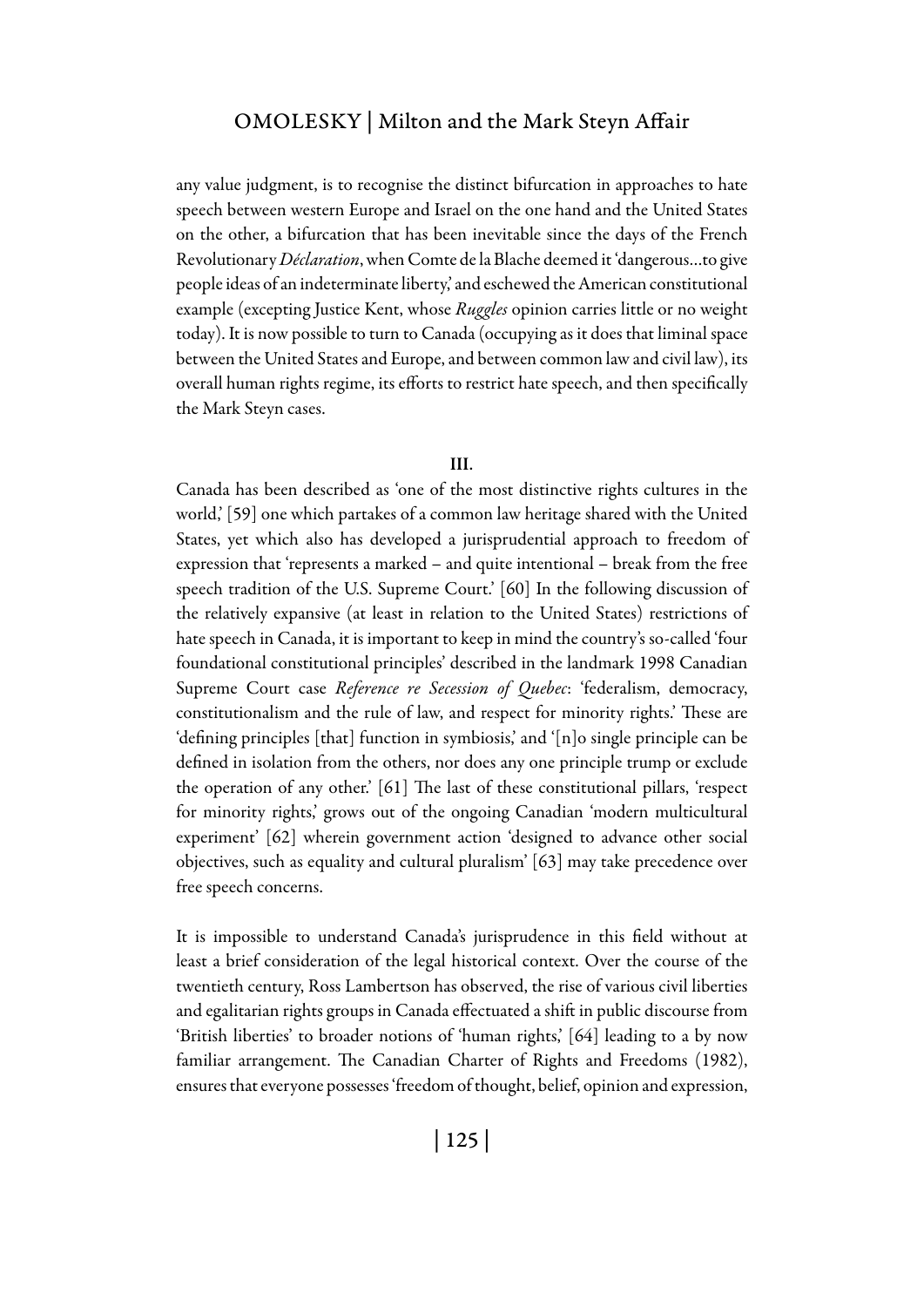any value judgment, is to recognise the distinct bifurcation in approaches to hate speech between western Europe and Israel on the one hand and the United States on the other, a bifurcation that has been inevitable since the days of the French Revolutionary *Déclaration*, when Comte de la Blache deemed it 'dangerous…to give people ideas of an indeterminate liberty,' and eschewed the American constitutional example (excepting Justice Kent, whose *Ruggles* opinion carries little or no weight today). It is now possible to turn to Canada (occupying as it does that liminal space between the United States and Europe, and between common law and civil law), its overall human rights regime, its efforts to restrict hate speech, and then specifically the Mark Steyn cases.

## III.

Canada has been described as 'one of the most distinctive rights cultures in the world,' [59] one which partakes of a common law heritage shared with the United States, yet which also has developed a jurisprudential approach to freedom of expression that 'represents a marked – and quite intentional – break from the free speech tradition of the U.S. Supreme Court.' [60] In the following discussion of the relatively expansive (at least in relation to the United States) restrictions of hate speech in Canada, it is important to keep in mind the country's so-called 'four foundational constitutional principles' described in the landmark 1998 Canadian Supreme Court case *Reference re Secession of Quebec*: 'federalism, democracy, constitutionalism and the rule of law, and respect for minority rights.' These are 'defining principles [that] function in symbiosis,' and '[n]o single principle can be defined in isolation from the others, nor does any one principle trump or exclude the operation of any other.' [61] The last of these constitutional pillars, 'respect for minority rights,' grows out of the ongoing Canadian 'modern multicultural experiment' [62] wherein government action 'designed to advance other social objectives, such as equality and cultural pluralism' [63] may take precedence over free speech concerns.

It is impossible to understand Canada's jurisprudence in this field without at least a brief consideration of the legal historical context. Over the course of the twentieth century, Ross Lambertson has observed, the rise of various civil liberties and egalitarian rights groups in Canada effectuated a shift in public discourse from 'British liberties' to broader notions of 'human rights,' [64] leading to a by now familiar arrangement. The Canadian Charter of Rights and Freedoms (1982), ensures that everyone possesses 'freedom of thought, belief, opinion and expression,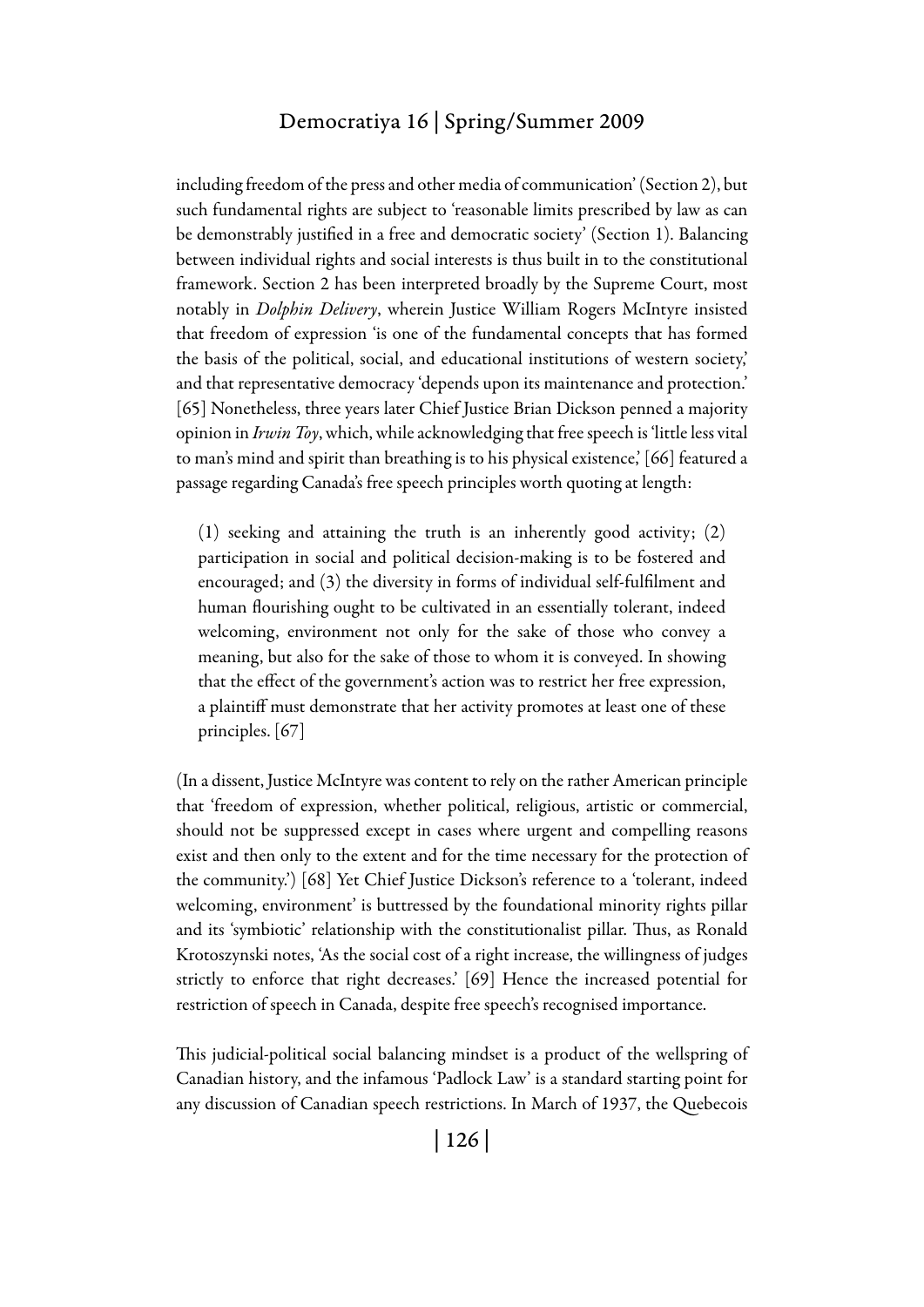including freedom of the press and other media of communication' (Section 2), but such fundamental rights are subject to 'reasonable limits prescribed by law as can be demonstrably justified in a free and democratic society' (Section 1). Balancing between individual rights and social interests is thus built in to the constitutional framework. Section 2 has been interpreted broadly by the Supreme Court, most notably in *Dolphin Delivery*, wherein Justice William Rogers McIntyre insisted that freedom of expression 'is one of the fundamental concepts that has formed the basis of the political, social, and educational institutions of western society,' and that representative democracy 'depends upon its maintenance and protection.' [65] Nonetheless, three years later Chief Justice Brian Dickson penned a majority opinion in *Irwin Toy*, which, while acknowledging that free speech is 'little less vital to man's mind and spirit than breathing is to his physical existence,' [66] featured a passage regarding Canada's free speech principles worth quoting at length:

> (1) seeking and attaining the truth is an inherently good activity; (2) participation in social and political decision-making is to be fostered and encouraged; and (3) the diversity in forms of individual self-fulfilment and human flourishing ought to be cultivated in an essentially tolerant, indeed welcoming, environment not only for the sake of those who convey a meaning, but also for the sake of those to whom it is conveyed. In showing that the effect of the government's action was to restrict her free expression, a plaintiff must demonstrate that her activity promotes at least one of these principles. [67]

(In a dissent, Justice McIntyre was content to rely on the rather American principle that 'freedom of expression, whether political, religious, artistic or commercial, should not be suppressed except in cases where urgent and compelling reasons exist and then only to the extent and for the time necessary for the protection of the community.') [68] Yet Chief Justice Dickson's reference to a 'tolerant, indeed welcoming, environment' is buttressed by the foundational minority rights pillar and its 'symbiotic' relationship with the constitutionalist pillar. Thus, as Ronald Krotoszynski notes, 'As the social cost of a right increase, the willingness of judges strictly to enforce that right decreases.' [69] Hence the increased potential for restriction of speech in Canada, despite free speech's recognised importance.

This judicial-political social balancing mindset is a product of the wellspring of Canadian history, and the infamous 'Padlock Law' is a standard starting point for any discussion of Canadian speech restrictions. In March of 1937, the Quebecois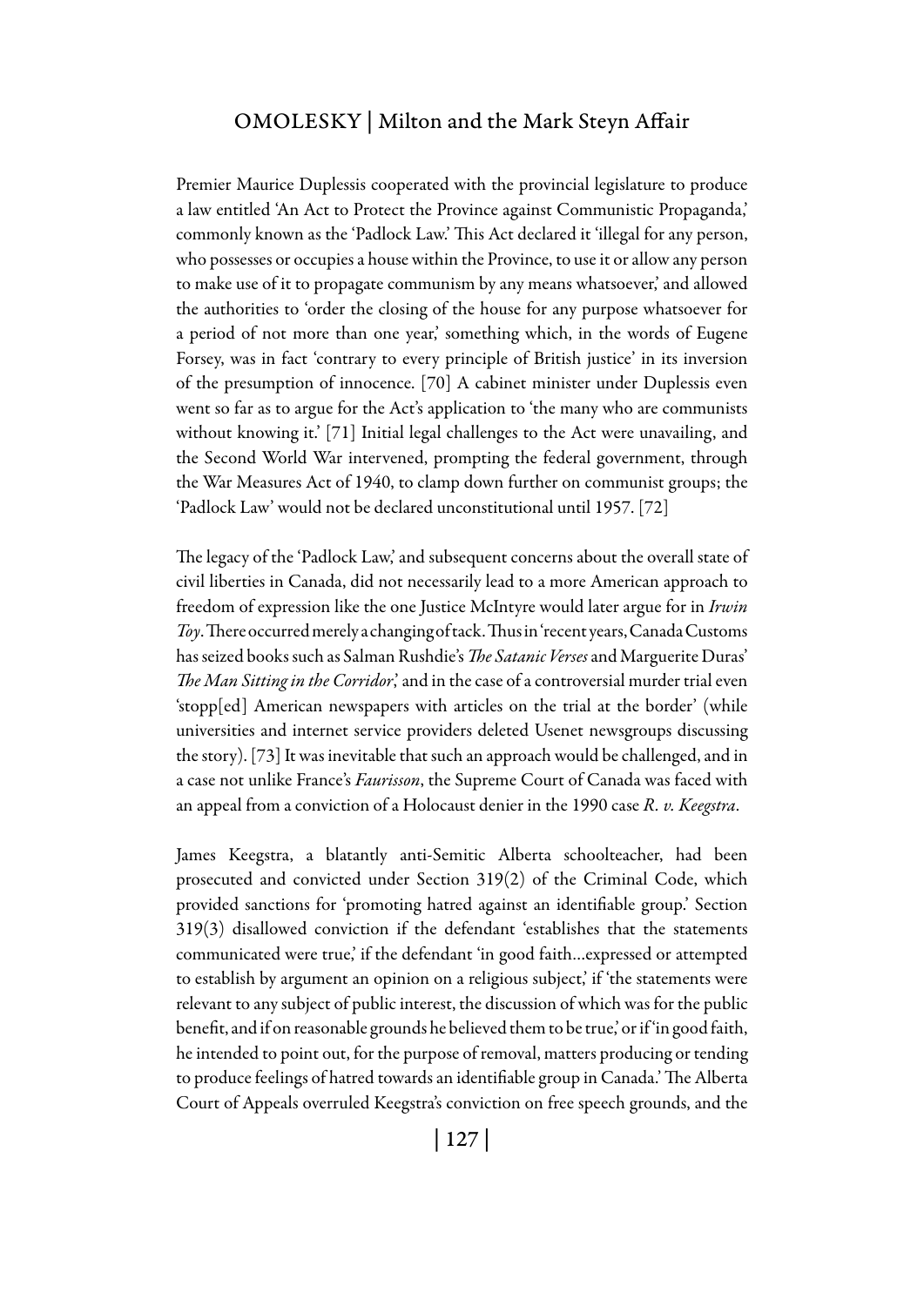Premier Maurice Duplessis cooperated with the provincial legislature to produce a law entitled 'An Act to Protect the Province against Communistic Propaganda,' commonly known as the 'Padlock Law.' This Act declared it 'illegal for any person, who possesses or occupies a house within the Province, to use it or allow any person to make use of it to propagate communism by any means whatsoever,' and allowed the authorities to 'order the closing of the house for any purpose whatsoever for a period of not more than one year,' something which, in the words of Eugene Forsey, was in fact 'contrary to every principle of British justice' in its inversion of the presumption of innocence. [70] A cabinet minister under Duplessis even went so far as to argue for the Act's application to 'the many who are communists without knowing it.' [71] Initial legal challenges to the Act were unavailing, and the Second World War intervened, prompting the federal government, through the War Measures Act of 1940, to clamp down further on communist groups; the 'Padlock Law' would not be declared unconstitutional until 1957. [72]

The legacy of the 'Padlock Law,' and subsequent concerns about the overall state of civil liberties in Canada, did not necessarily lead to a more American approach to freedom of expression like the one Justice McIntyre would later argue for in *Irwin Toy*. There occurred merely a changing of tack. Thus in 'recent years, Canada Customs has seized books such as Salman Rushdie's *The Satanic Verses* and Marguerite Duras' *The Man Sitting in the Corridor*,' and in the case of a controversial murder trial even 'stopp[ed] American newspapers with articles on the trial at the border' (while universities and internet service providers deleted Usenet newsgroups discussing the story). [73] It was inevitable that such an approach would be challenged, and in a case not unlike France's *Faurisson*, the Supreme Court of Canada was faced with an appeal from a conviction of a Holocaust denier in the 1990 case *R. v. Keegstra*.

James Keegstra, a blatantly anti-Semitic Alberta schoolteacher, had been prosecuted and convicted under Section 319(2) of the Criminal Code, which provided sanctions for 'promoting hatred against an identifiable group.' Section 319(3) disallowed conviction if the defendant 'establishes that the statements communicated were true,' if the defendant 'in good faith…expressed or attempted to establish by argument an opinion on a religious subject,' if 'the statements were relevant to any subject of public interest, the discussion of which was for the public benefit, and if on reasonable grounds he believed them to be true,' or if 'in good faith, he intended to point out, for the purpose of removal, matters producing or tending to produce feelings of hatred towards an identifiable group in Canada.' The Alberta Court of Appeals overruled Keegstra's conviction on free speech grounds, and the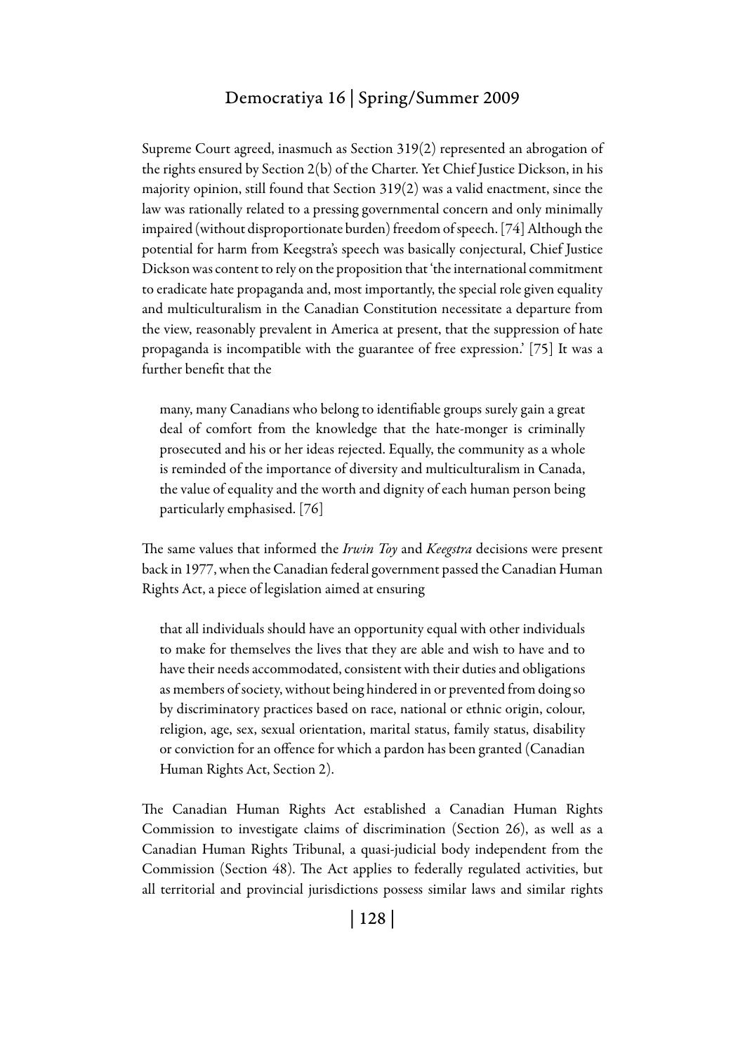Supreme Court agreed, inasmuch as Section 319(2) represented an abrogation of the rights ensured by Section 2(b) of the Charter. Yet Chief Justice Dickson, in his majority opinion, still found that Section 319(2) was a valid enactment, since the law was rationally related to a pressing governmental concern and only minimally impaired (without disproportionate burden) freedom of speech. [74] Although the potential for harm from Keegstra's speech was basically conjectural, Chief Justice Dickson was content to rely on the proposition that 'the international commitment to eradicate hate propaganda and, most importantly, the special role given equality and multiculturalism in the Canadian Constitution necessitate a departure from the view, reasonably prevalent in America at present, that the suppression of hate propaganda is incompatible with the guarantee of free expression.' [75] It was a further benefit that the

> many, many Canadians who belong to identifiable groups surely gain a great deal of comfort from the knowledge that the hate-monger is criminally prosecuted and his or her ideas rejected. Equally, the community as a whole is reminded of the importance of diversity and multiculturalism in Canada, the value of equality and the worth and dignity of each human person being particularly emphasised. [76]

The same values that informed the *Irwin Toy* and *Keegstra* decisions were present back in 1977, when the Canadian federal government passed the Canadian Human Rights Act, a piece of legislation aimed at ensuring

> that all individuals should have an opportunity equal with other individuals to make for themselves the lives that they are able and wish to have and to have their needs accommodated, consistent with their duties and obligations as members of society, without being hindered in or prevented from doing so by discriminatory practices based on race, national or ethnic origin, colour, religion, age, sex, sexual orientation, marital status, family status, disability or conviction for an offence for which a pardon has been granted (Canadian Human Rights Act, Section 2).

The Canadian Human Rights Act established a Canadian Human Rights Commission to investigate claims of discrimination (Section 26), as well as a Canadian Human Rights Tribunal, a quasi-judicial body independent from the Commission (Section 48). The Act applies to federally regulated activities, but all territorial and provincial jurisdictions possess similar laws and similar rights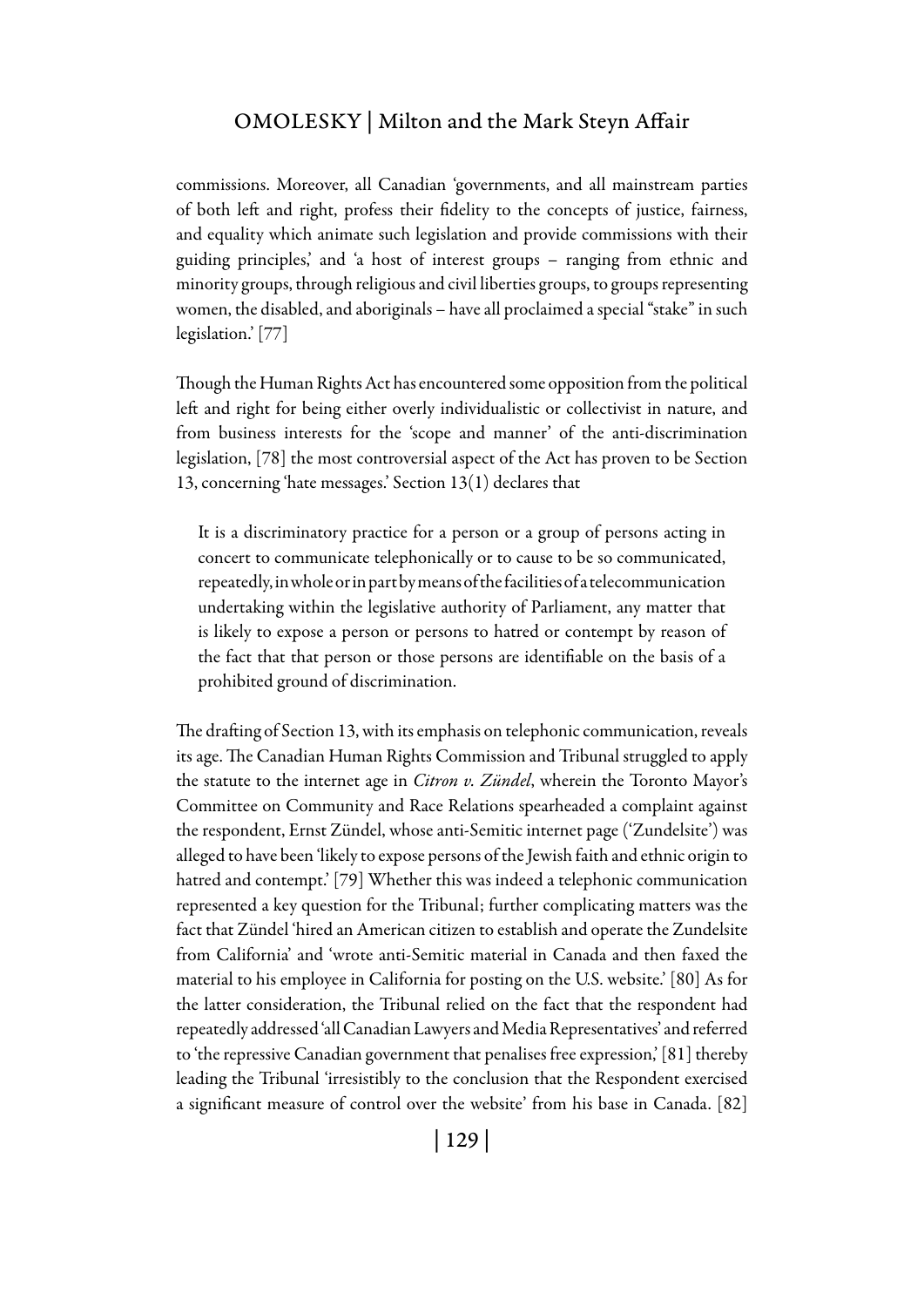commissions. Moreover, all Canadian 'governments, and all mainstream parties of both left and right, profess their fidelity to the concepts of justice, fairness, and equality which animate such legislation and provide commissions with their guiding principles,' and 'a host of interest groups – ranging from ethnic and minority groups, through religious and civil liberties groups, to groups representing women, the disabled, and aboriginals – have all proclaimed a special "stake" in such legislation.' [77]

Though the Human Rights Act has encountered some opposition from the political left and right for being either overly individualistic or collectivist in nature, and from business interests for the 'scope and manner' of the anti-discrimination legislation, [78] the most controversial aspect of the Act has proven to be Section 13, concerning 'hate messages.' Section 13(1) declares that

> It is a discriminatory practice for a person or a group of persons acting in concert to communicate telephonically or to cause to be so communicated, repeatedly, in whole or in part by means of the facilities of a telecommunication undertaking within the legislative authority of Parliament, any matter that is likely to expose a person or persons to hatred or contempt by reason of the fact that that person or those persons are identifiable on the basis of a prohibited ground of discrimination.

The drafting of Section 13, with its emphasis on telephonic communication, reveals its age. The Canadian Human Rights Commission and Tribunal struggled to apply the statute to the internet age in *Citron v. Zündel*, wherein the Toronto Mayor's Committee on Community and Race Relations spearheaded a complaint against the respondent, Ernst Zündel, whose anti-Semitic internet page ('Zundelsite') was alleged to have been 'likely to expose persons of the Jewish faith and ethnic origin to hatred and contempt.' [79] Whether this was indeed a telephonic communication represented a key question for the Tribunal; further complicating matters was the fact that Zündel 'hired an American citizen to establish and operate the Zundelsite from California' and 'wrote anti-Semitic material in Canada and then faxed the material to his employee in California for posting on the U.S. website.' [80] As for the latter consideration, the Tribunal relied on the fact that the respondent had repeatedly addressed 'all Canadian Lawyers and Media Representatives' and referred to 'the repressive Canadian government that penalises free expression,' [81] thereby leading the Tribunal 'irresistibly to the conclusion that the Respondent exercised a significant measure of control over the website' from his base in Canada. [82]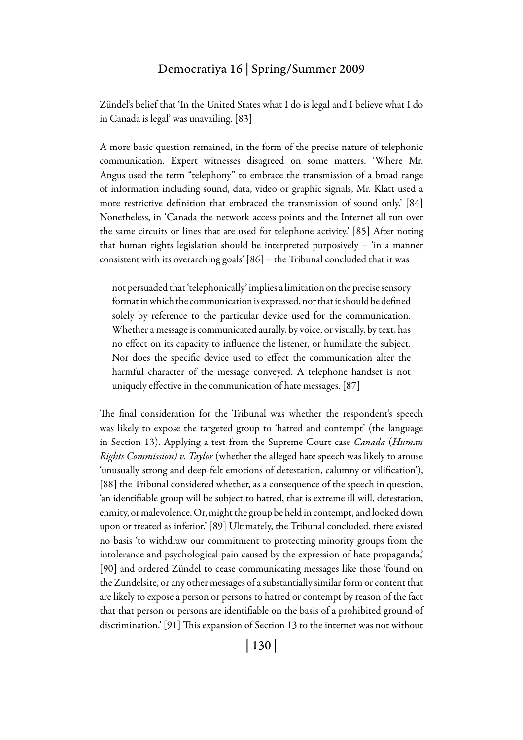Zündel's belief that 'In the United States what I do is legal and I believe what I do in Canada is legal' was unavailing. [83]

A more basic question remained, in the form of the precise nature of telephonic communication. Expert witnesses disagreed on some matters. 'Where Mr. Angus used the term "telephony" to embrace the transmission of a broad range of information including sound, data, video or graphic signals, Mr. Klatt used a more restrictive definition that embraced the transmission of sound only.' [84] Nonetheless, in 'Canada the network access points and the Internet all run over the same circuits or lines that are used for telephone activity.' [85] After noting that human rights legislation should be interpreted purposively – 'in a manner consistent with its overarching goals' [86] – the Tribunal concluded that it was

> not persuaded that 'telephonically' implies a limitation on the precise sensory format in which the communication is expressed, nor that it should be defined solely by reference to the particular device used for the communication. Whether a message is communicated aurally, by voice, or visually, by text, has no effect on its capacity to influence the listener, or humiliate the subject. Nor does the specific device used to effect the communication alter the harmful character of the message conveyed. A telephone handset is not uniquely effective in the communication of hate messages. [87]

The final consideration for the Tribunal was whether the respondent's speech was likely to expose the targeted group to 'hatred and contempt' (the language in Section 13). Applying a test from the Supreme Court case *Canada* (*Human Rights Commission) v. Taylor* (whether the alleged hate speech was likely to arouse 'unusually strong and deep-felt emotions of detestation, calumny or vilification'), [88] the Tribunal considered whether, as a consequence of the speech in question, 'an identifiable group will be subject to hatred, that is extreme ill will, detestation, enmity, or malevolence. Or, might the group be held in contempt, and looked down upon or treated as inferior.' [89] Ultimately, the Tribunal concluded, there existed no basis 'to withdraw our commitment to protecting minority groups from the intolerance and psychological pain caused by the expression of hate propaganda,' [90] and ordered Zündel to cease communicating messages like those 'found on the Zundelsite, or any other messages of a substantially similar form or content that are likely to expose a person or persons to hatred or contempt by reason of the fact that that person or persons are identifiable on the basis of a prohibited ground of discrimination.' [91] This expansion of Section 13 to the internet was not without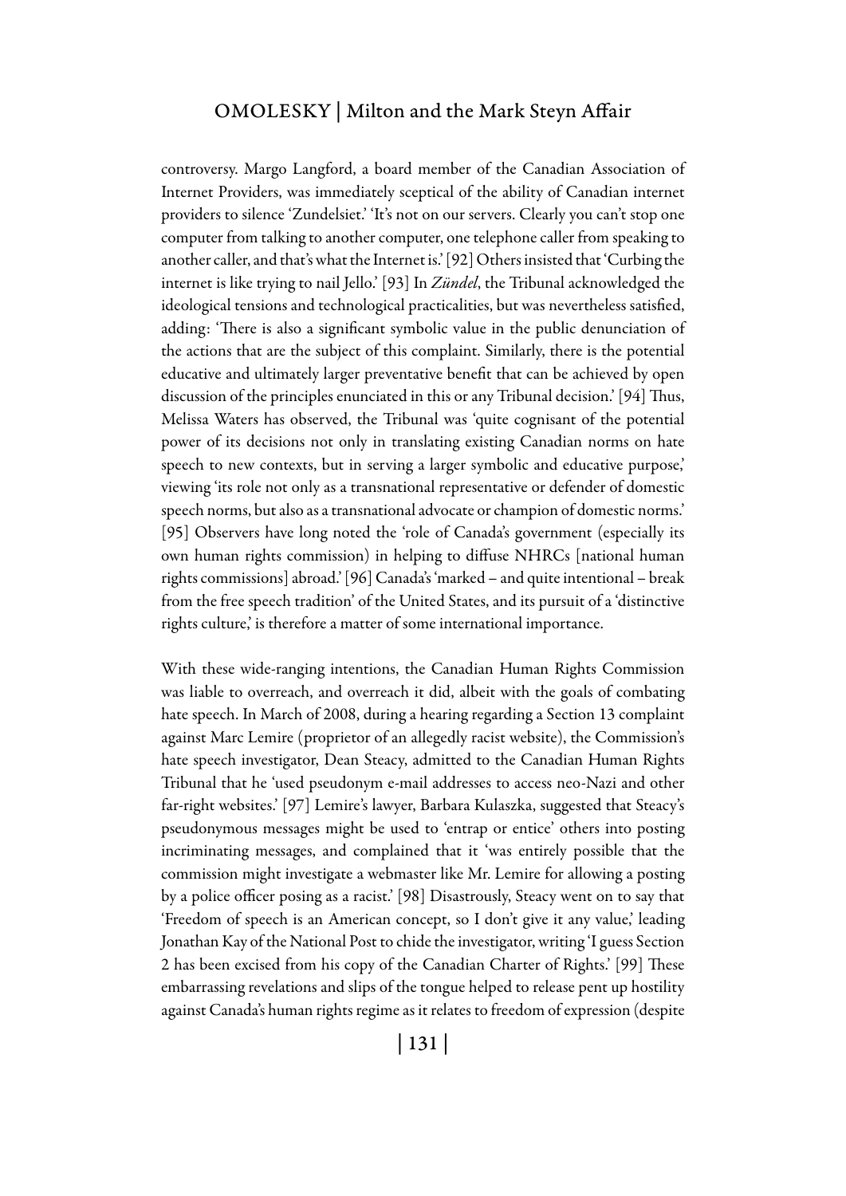controversy. Margo Langford, a board member of the Canadian Association of Internet Providers, was immediately sceptical of the ability of Canadian internet providers to silence 'Zundelsiet.' 'It's not on our servers. Clearly you can't stop one computer from talking to another computer, one telephone caller from speaking to another caller, and that's what the Internet is.' [92] Others insisted that 'Curbing the internet is like trying to nail Jello.' [93] In *Zündel*, the Tribunal acknowledged the ideological tensions and technological practicalities, but was nevertheless satisfied, adding: 'There is also a significant symbolic value in the public denunciation of the actions that are the subject of this complaint. Similarly, there is the potential educative and ultimately larger preventative benefit that can be achieved by open discussion of the principles enunciated in this or any Tribunal decision.' [94] Thus, Melissa Waters has observed, the Tribunal was 'quite cognisant of the potential power of its decisions not only in translating existing Canadian norms on hate speech to new contexts, but in serving a larger symbolic and educative purpose,' viewing 'its role not only as a transnational representative or defender of domestic speech norms, but also as a transnational advocate or champion of domestic norms.' [95] Observers have long noted the 'role of Canada's government (especially its own human rights commission) in helping to diffuse NHRCs [national human rights commissions] abroad.' [96] Canada's 'marked – and quite intentional – break from the free speech tradition' of the United States, and its pursuit of a 'distinctive rights culture,' is therefore a matter of some international importance.

With these wide-ranging intentions, the Canadian Human Rights Commission was liable to overreach, and overreach it did, albeit with the goals of combating hate speech. In March of 2008, during a hearing regarding a Section 13 complaint against Marc Lemire (proprietor of an allegedly racist website), the Commission's hate speech investigator, Dean Steacy, admitted to the Canadian Human Rights Tribunal that he 'used pseudonym e-mail addresses to access neo-Nazi and other far-right websites.' [97] Lemire's lawyer, Barbara Kulaszka, suggested that Steacy's pseudonymous messages might be used to 'entrap or entice' others into posting incriminating messages, and complained that it 'was entirely possible that the commission might investigate a webmaster like Mr. Lemire for allowing a posting by a police officer posing as a racist.' [98] Disastrously, Steacy went on to say that 'Freedom of speech is an American concept, so I don't give it any value,' leading Jonathan Kay of the National Post to chide the investigator, writing 'I guess Section 2 has been excised from his copy of the Canadian Charter of Rights.' [99] These embarrassing revelations and slips of the tongue helped to release pent up hostility against Canada's human rights regime as it relates to freedom of expression (despite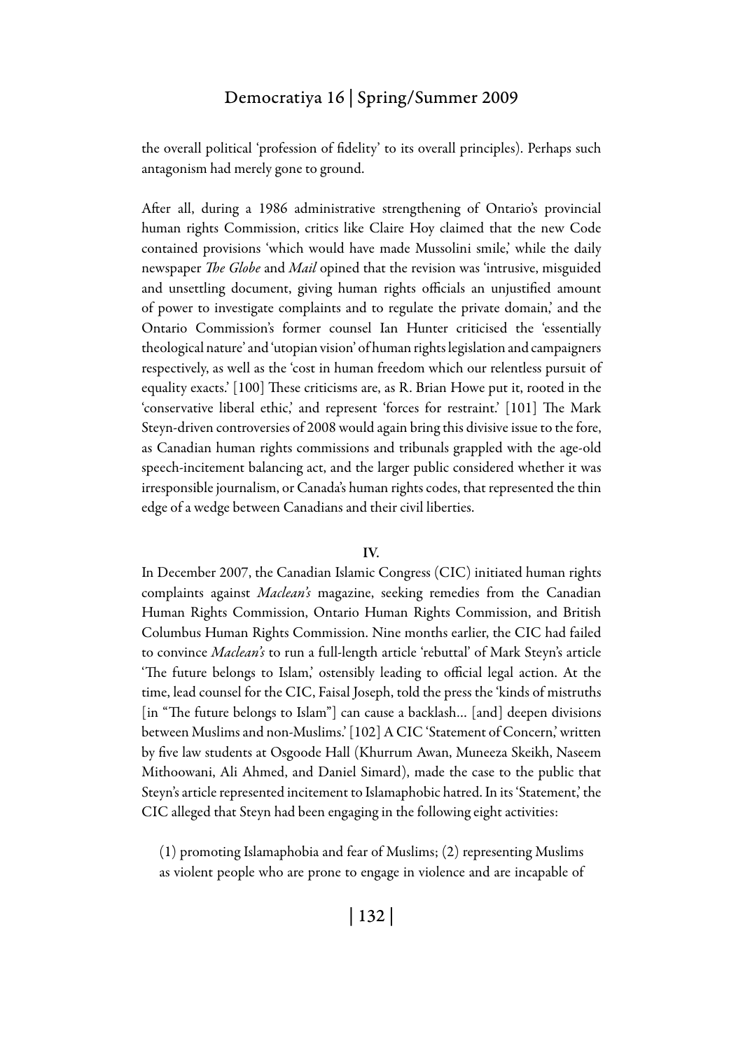the overall political 'profession of fidelity' to its overall principles). Perhaps such antagonism had merely gone to ground.

After all, during a 1986 administrative strengthening of Ontario's provincial human rights Commission, critics like Claire Hoy claimed that the new Code contained provisions 'which would have made Mussolini smile,' while the daily newspaper *The Globe* and *Mail* opined that the revision was 'intrusive, misguided and unsettling document, giving human rights officials an unjustified amount of power to investigate complaints and to regulate the private domain,' and the Ontario Commission's former counsel Ian Hunter criticised the 'essentially theological nature' and 'utopian vision' of human rights legislation and campaigners respectively, as well as the 'cost in human freedom which our relentless pursuit of equality exacts.' [100] These criticisms are, as R. Brian Howe put it, rooted in the 'conservative liberal ethic,' and represent 'forces for restraint.' [101] The Mark Steyn-driven controversies of 2008 would again bring this divisive issue to the fore, as Canadian human rights commissions and tribunals grappled with the age-old speech-incitement balancing act, and the larger public considered whether it was irresponsible journalism, or Canada's human rights codes, that represented the thin edge of a wedge between Canadians and their civil liberties.

**IV.**

In December 2007, the Canadian Islamic Congress (CIC) initiated human rights complaints against *Maclean's* magazine, seeking remedies from the Canadian Human Rights Commission, Ontario Human Rights Commission, and British Columbus Human Rights Commission. Nine months earlier, the CIC had failed to convince *Maclean's* to run a full-length article 'rebuttal' of Mark Steyn's article 'The future belongs to Islam,' ostensibly leading to official legal action. At the time, lead counsel for the CIC, Faisal Joseph, told the press the 'kinds of mistruths [in "The future belongs to Islam"] can cause a backlash… [and] deepen divisions between Muslims and non-Muslims.' [102] A CIC 'Statement of Concern,' written by five law students at Osgoode Hall (Khurrum Awan, Muneeza Skeikh, Naseem Mithoowani, Ali Ahmed, and Daniel Simard), made the case to the public that Steyn's article represented incitement to Islamaphobic hatred. In its 'Statement,' the CIC alleged that Steyn had been engaging in the following eight activities:

> (1) promoting Islamaphobia and fear of Muslims; (2) representing Muslims as violent people who are prone to engage in violence and are incapable of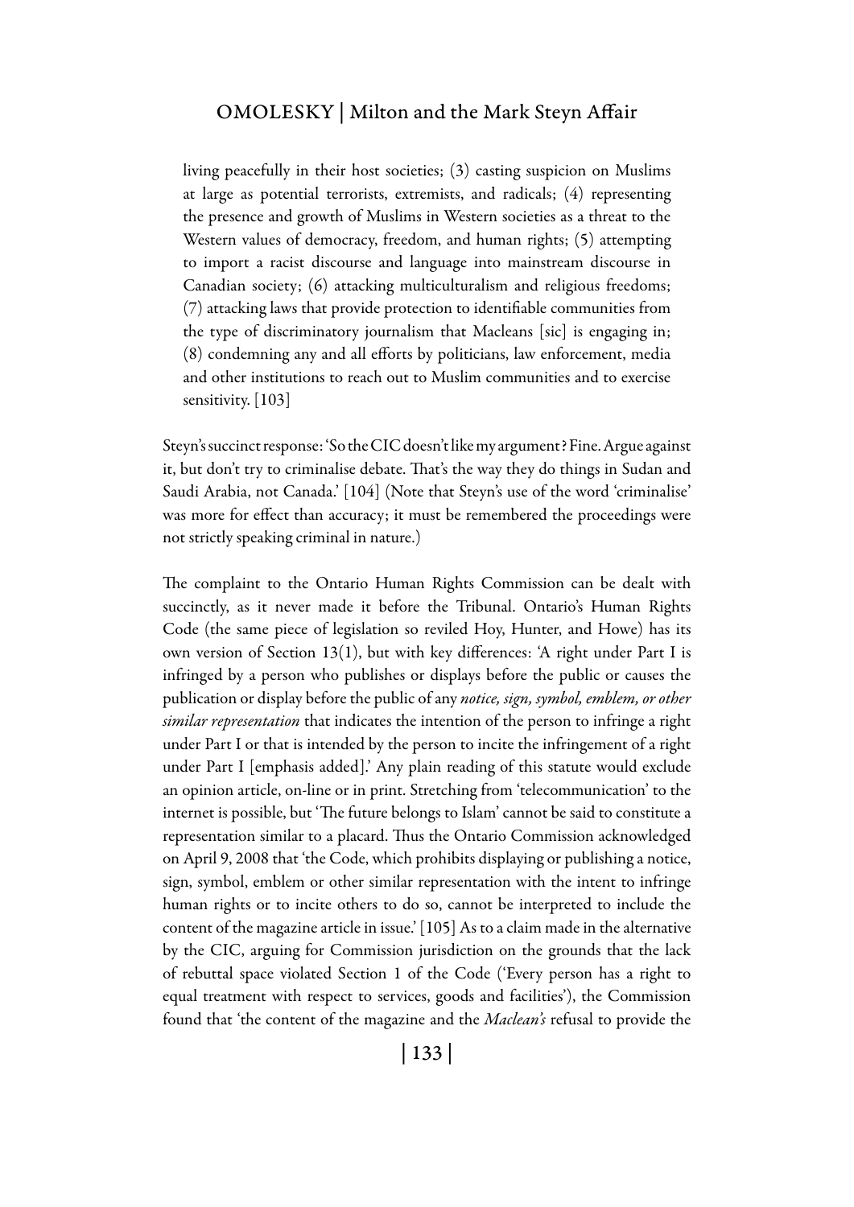living peacefully in their host societies; (3) casting suspicion on Muslims at large as potential terrorists, extremists, and radicals; (4) representing the presence and growth of Muslims in Western societies as a threat to the Western values of democracy, freedom, and human rights; (5) attempting to import a racist discourse and language into mainstream discourse in Canadian society; (6) attacking multiculturalism and religious freedoms; (7) attacking laws that provide protection to identifiable communities from the type of discriminatory journalism that Macleans [sic] is engaging in; (8) condemning any and all efforts by politicians, law enforcement, media and other institutions to reach out to Muslim communities and to exercise sensitivity. [103]

Steyn's succinct response: 'So the CIC doesn't like my argument? Fine. Argue against it, but don't try to criminalise debate. That's the way they do things in Sudan and Saudi Arabia, not Canada.' [104] (Note that Steyn's use of the word 'criminalise' was more for effect than accuracy; it must be remembered the proceedings were not strictly speaking criminal in nature.)

The complaint to the Ontario Human Rights Commission can be dealt with succinctly, as it never made it before the Tribunal. Ontario's Human Rights Code (the same piece of legislation so reviled Hoy, Hunter, and Howe) has its own version of Section 13(1), but with key differences: 'A right under Part I is infringed by a person who publishes or displays before the public or causes the publication or display before the public of any *notice, sign, symbol, emblem, or other similar representation* that indicates the intention of the person to infringe a right under Part I or that is intended by the person to incite the infringement of a right under Part I [emphasis added].' Any plain reading of this statute would exclude an opinion article, on-line or in print. Stretching from 'telecommunication' to the internet is possible, but 'The future belongs to Islam' cannot be said to constitute a representation similar to a placard. Thus the Ontario Commission acknowledged on April 9, 2008 that 'the Code, which prohibits displaying or publishing a notice, sign, symbol, emblem or other similar representation with the intent to infringe human rights or to incite others to do so, cannot be interpreted to include the content of the magazine article in issue.' [105] As to a claim made in the alternative by the CIC, arguing for Commission jurisdiction on the grounds that the lack of rebuttal space violated Section 1 of the Code ('Every person has a right to equal treatment with respect to services, goods and facilities'), the Commission found that 'the content of the magazine and the *Maclean's* refusal to provide the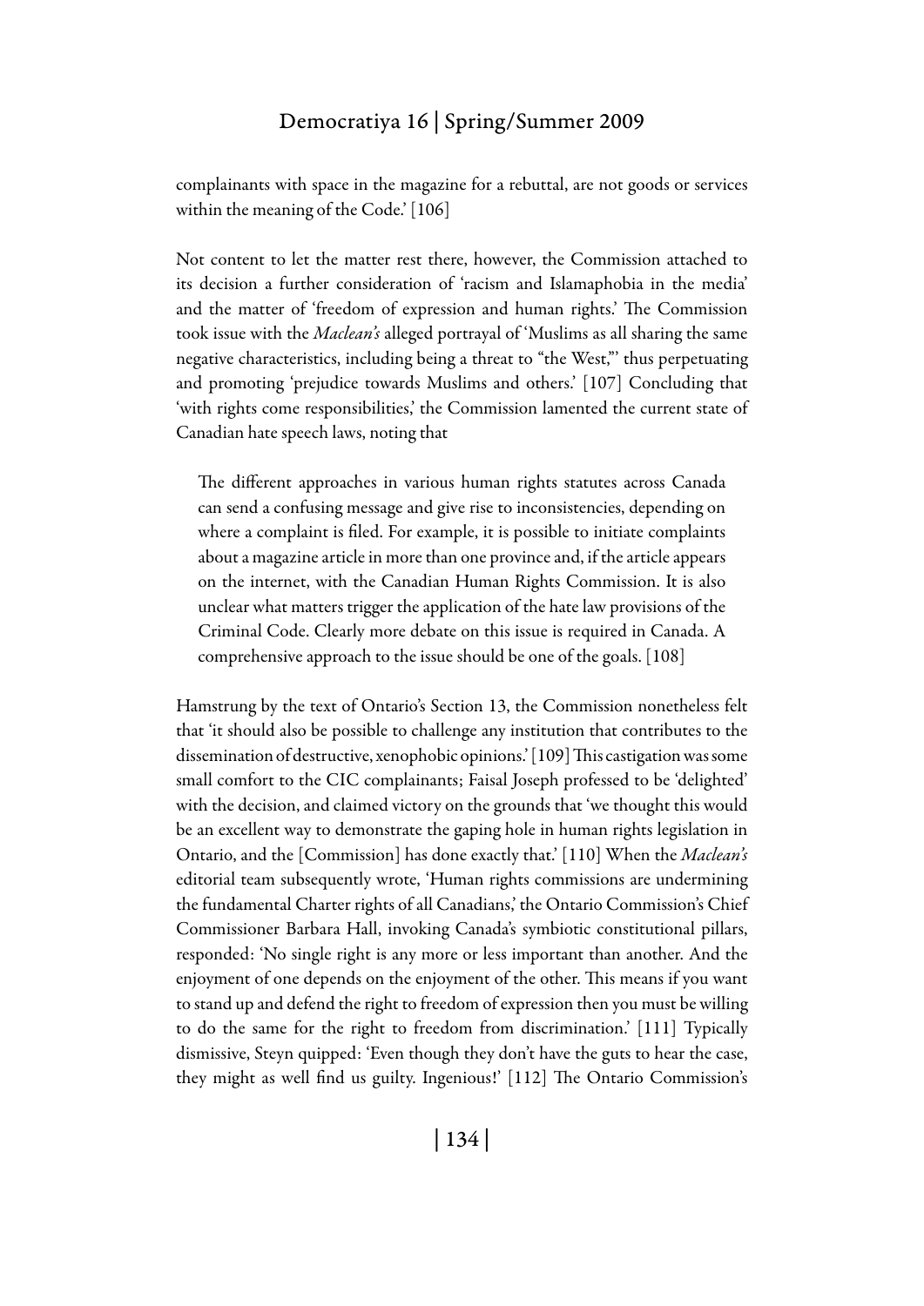complainants with space in the magazine for a rebuttal, are not goods or services within the meaning of the Code.' [106]

Not content to let the matter rest there, however, the Commission attached to its decision a further consideration of 'racism and Islamaphobia in the media' and the matter of 'freedom of expression and human rights.' The Commission took issue with the *Maclean's* alleged portrayal of 'Muslims as all sharing the same negative characteristics, including being a threat to "the West,"' thus perpetuating and promoting 'prejudice towards Muslims and others.' [107] Concluding that 'with rights come responsibilities,' the Commission lamented the current state of Canadian hate speech laws, noting that

> The different approaches in various human rights statutes across Canada can send a confusing message and give rise to inconsistencies, depending on where a complaint is filed. For example, it is possible to initiate complaints about a magazine article in more than one province and, if the article appears on the internet, with the Canadian Human Rights Commission. It is also unclear what matters trigger the application of the hate law provisions of the Criminal Code. Clearly more debate on this issue is required in Canada. A comprehensive approach to the issue should be one of the goals. [108]

Hamstrung by the text of Ontario's Section 13, the Commission nonetheless felt that 'it should also be possible to challenge any institution that contributes to the dissemination of destructive, xenophobic opinions.' [109] This castigation was some small comfort to the CIC complainants; Faisal Joseph professed to be 'delighted' with the decision, and claimed victory on the grounds that 'we thought this would be an excellent way to demonstrate the gaping hole in human rights legislation in Ontario, and the [Commission] has done exactly that.' [110] When the *Maclean's* editorial team subsequently wrote, 'Human rights commissions are undermining the fundamental Charter rights of all Canadians,' the Ontario Commission's Chief Commissioner Barbara Hall, invoking Canada's symbiotic constitutional pillars, responded: 'No single right is any more or less important than another. And the enjoyment of one depends on the enjoyment of the other. This means if you want to stand up and defend the right to freedom of expression then you must be willing to do the same for the right to freedom from discrimination.' [111] Typically dismissive, Steyn quipped: 'Even though they don't have the guts to hear the case, they might as well find us guilty. Ingenious!' [112] The Ontario Commission's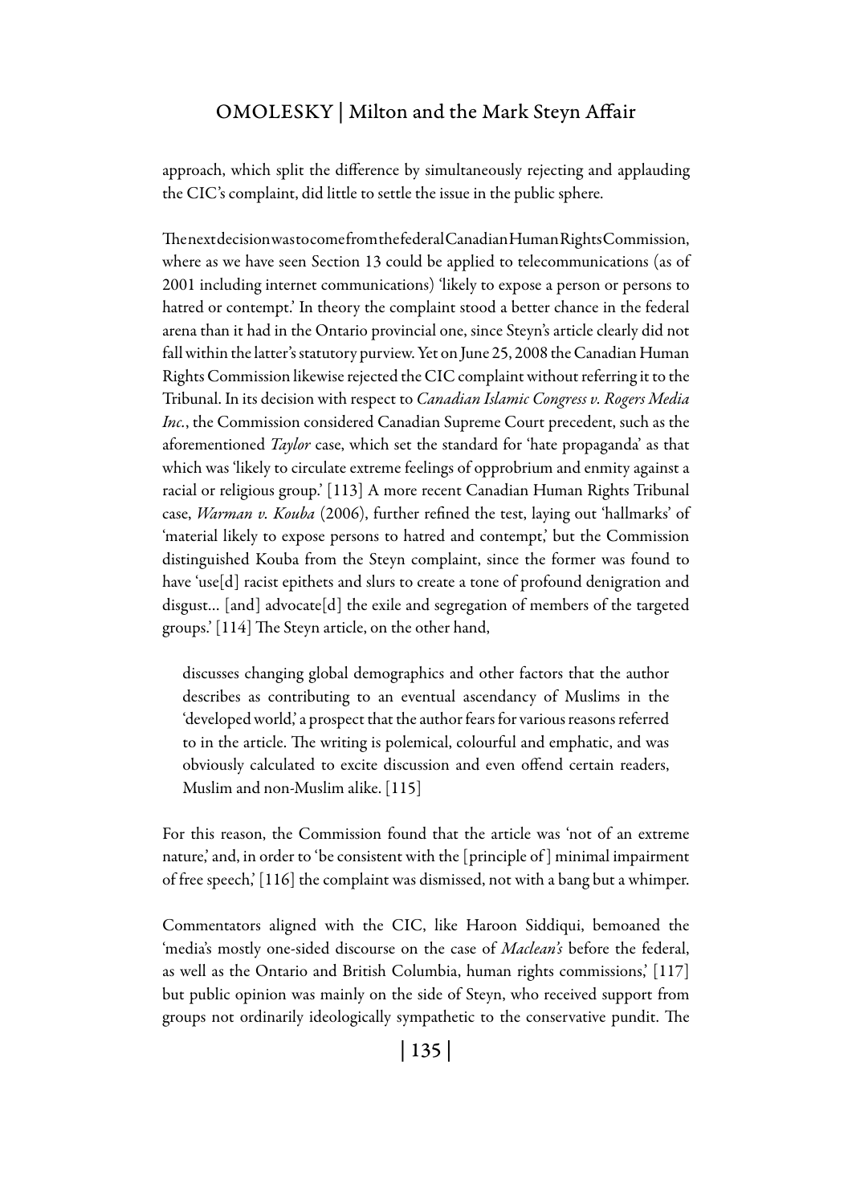approach, which split the difference by simultaneously rejecting and applauding the CIC's complaint, did little to settle the issue in the public sphere.

The next decision was to come from the federal Canadian Human Rights Commission, where as we have seen Section 13 could be applied to telecommunications (as of 2001 including internet communications) 'likely to expose a person or persons to hatred or contempt.' In theory the complaint stood a better chance in the federal arena than it had in the Ontario provincial one, since Steyn's article clearly did not fall within the latter's statutory purview. Yet on June 25, 2008 the Canadian Human Rights Commission likewise rejected the CIC complaint without referring it to the Tribunal. In its decision with respect to *Canadian Islamic Congress v. Rogers Media Inc.*, the Commission considered Canadian Supreme Court precedent, such as the aforementioned *Taylor* case, which set the standard for 'hate propaganda' as that which was 'likely to circulate extreme feelings of opprobrium and enmity against a racial or religious group.' [113] A more recent Canadian Human Rights Tribunal case, *Warman v. Kouba* (2006), further refined the test, laying out 'hallmarks' of 'material likely to expose persons to hatred and contempt,' but the Commission distinguished Kouba from the Steyn complaint, since the former was found to have 'use[d] racist epithets and slurs to create a tone of profound denigration and disgust… [and] advocate[d] the exile and segregation of members of the targeted groups.' [114] The Steyn article, on the other hand,

> discusses changing global demographics and other factors that the author describes as contributing to an eventual ascendancy of Muslims in the 'developed world,' a prospect that the author fears for various reasons referred to in the article. The writing is polemical, colourful and emphatic, and was obviously calculated to excite discussion and even offend certain readers, Muslim and non-Muslim alike. [115]

For this reason, the Commission found that the article was 'not of an extreme nature,' and, in order to 'be consistent with the [principle of] minimal impairment of free speech,' [116] the complaint was dismissed, not with a bang but a whimper.

Commentators aligned with the CIC, like Haroon Siddiqui, bemoaned the 'media's mostly one-sided discourse on the case of *Maclean's* before the federal, as well as the Ontario and British Columbia, human rights commissions,' [117] but public opinion was mainly on the side of Steyn, who received support from groups not ordinarily ideologically sympathetic to the conservative pundit. The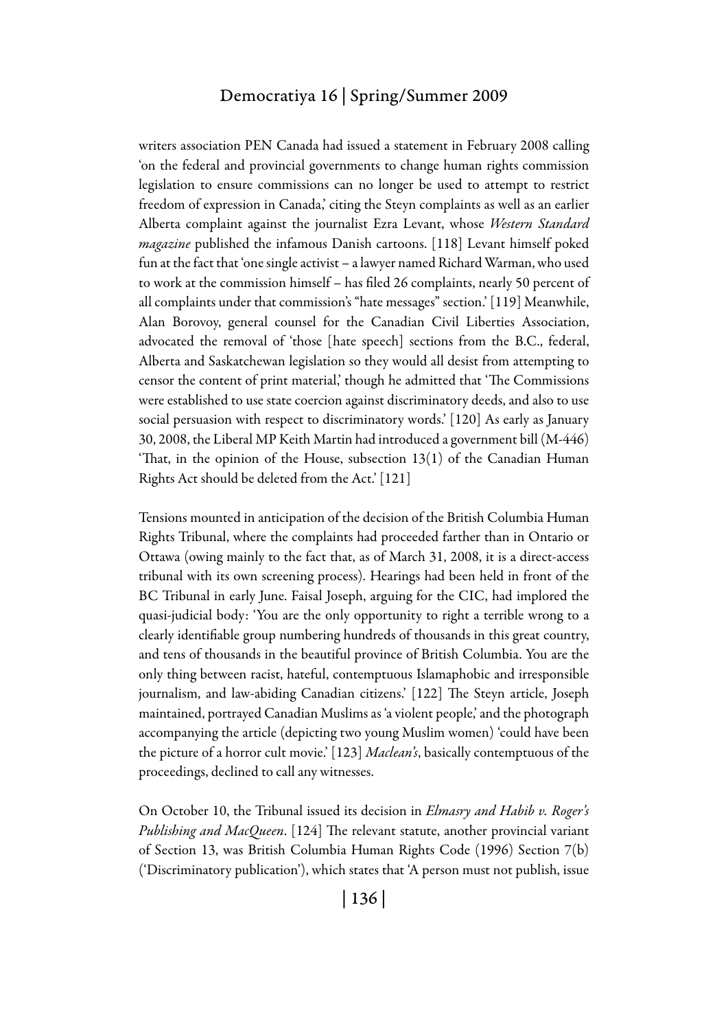writers association PEN Canada had issued a statement in February 2008 calling 'on the federal and provincial governments to change human rights commission legislation to ensure commissions can no longer be used to attempt to restrict freedom of expression in Canada,' citing the Steyn complaints as well as an earlier Alberta complaint against the journalist Ezra Levant, whose *Western Standard magazine* published the infamous Danish cartoons. [118] Levant himself poked fun at the fact that 'one single activist – a lawyer named Richard Warman, who used to work at the commission himself – has filed 26 complaints, nearly 50 percent of all complaints under that commission's "hate messages" section.' [119] Meanwhile, Alan Borovoy, general counsel for the Canadian Civil Liberties Association, advocated the removal of 'those [hate speech] sections from the B.C., federal, Alberta and Saskatchewan legislation so they would all desist from attempting to censor the content of print material,' though he admitted that 'The Commissions were established to use state coercion against discriminatory deeds, and also to use social persuasion with respect to discriminatory words.' [120] As early as January 30, 2008, the Liberal MP Keith Martin had introduced a government bill (M-446) 'That, in the opinion of the House, subsection 13(1) of the Canadian Human Rights Act should be deleted from the Act.' [121]

Tensions mounted in anticipation of the decision of the British Columbia Human Rights Tribunal, where the complaints had proceeded farther than in Ontario or Ottawa (owing mainly to the fact that, as of March 31, 2008, it is a direct-access tribunal with its own screening process). Hearings had been held in front of the BC Tribunal in early June. Faisal Joseph, arguing for the CIC, had implored the quasi-judicial body: 'You are the only opportunity to right a terrible wrong to a clearly identifiable group numbering hundreds of thousands in this great country, and tens of thousands in the beautiful province of British Columbia. You are the only thing between racist, hateful, contemptuous Islamaphobic and irresponsible journalism, and law-abiding Canadian citizens.' [122] The Steyn article, Joseph maintained, portrayed Canadian Muslims as 'a violent people,' and the photograph accompanying the article (depicting two young Muslim women) 'could have been the picture of a horror cult movie.' [123] *Maclean's*, basically contemptuous of the proceedings, declined to call any witnesses.

On October 10, the Tribunal issued its decision in *Elmasry and Habib v. Roger's Publishing and MacQueen*. [124] The relevant statute, another provincial variant of Section 13, was British Columbia Human Rights Code (1996) Section 7(b) ('Discriminatory publication'), which states that 'A person must not publish, issue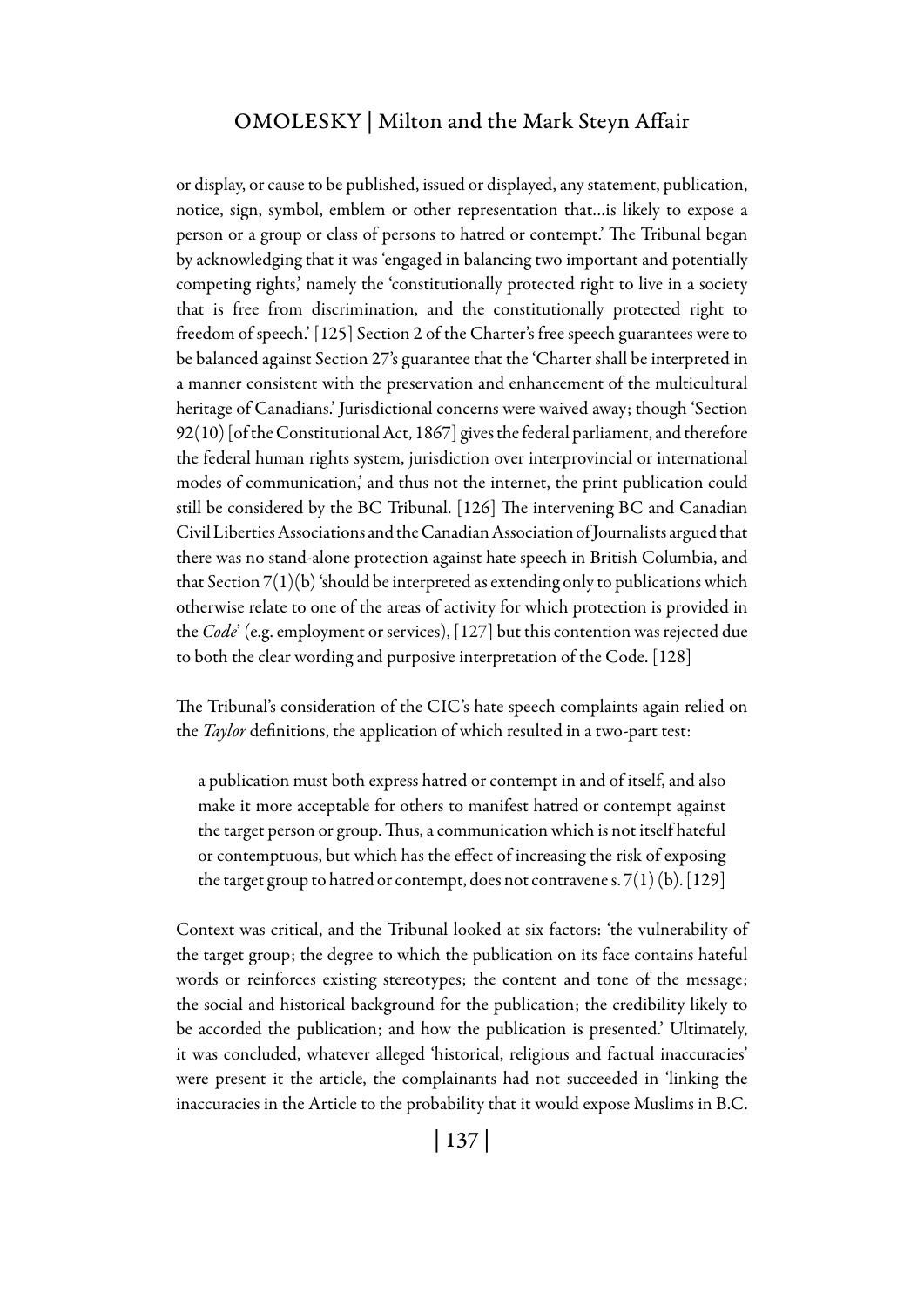or display, or cause to be published, issued or displayed, any statement, publication, notice, sign, symbol, emblem or other representation that...is likely to expose a person or a group or class of persons to hatred or contempt.' The Tribunal began by acknowledging that it was 'engaged in balancing two important and potentially competing rights,' namely the 'constitutionally protected right to live in a society that is free from discrimination, and the constitutionally protected right to freedom of speech.' [125] Section 2 of the Charter's free speech guarantees were to be balanced against Section 27's guarantee that the 'Charter shall be interpreted in a manner consistent with the preservation and enhancement of the multicultural heritage of Canadians.' Jurisdictional concerns were waived away; though 'Section 92(10) [of the Constitutional Act, 1867] gives the federal parliament, and therefore the federal human rights system, jurisdiction over interprovincial or international modes of communication,' and thus not the internet, the print publication could still be considered by the BC Tribunal. [126] The intervening BC and Canadian Civil Liberties Associations and the Canadian Association of Journalists argued that there was no stand-alone protection against hate speech in British Columbia, and that Section 7(1)(b) 'should be interpreted as extending only to publications which otherwise relate to one of the areas of activity for which protection is provided in the *Code*' (e.g. employment or services), [127] but this contention was rejected due to both the clear wording and purposive interpretation of the Code. [128]

The Tribunal's consideration of the CIC's hate speech complaints again relied on the *Taylor* definitions, the application of which resulted in a two-part test:

> a publication must both express hatred or contempt in and of itself, and also make it more acceptable for others to manifest hatred or contempt against the target person or group. Thus, a communication which is not itself hateful or contemptuous, but which has the effect of increasing the risk of exposing the target group to hatred or contempt, does not contravene s. 7(1) (b). [129]

Context was critical, and the Tribunal looked at six factors: 'the vulnerability of the target group; the degree to which the publication on its face contains hateful words or reinforces existing stereotypes; the content and tone of the message; the social and historical background for the publication; the credibility likely to be accorded the publication; and how the publication is presented.' Ultimately, it was concluded, whatever alleged 'historical, religious and factual inaccuracies' were present it the article, the complainants had not succeeded in 'linking the inaccuracies in the Article to the probability that it would expose Muslims in B.C.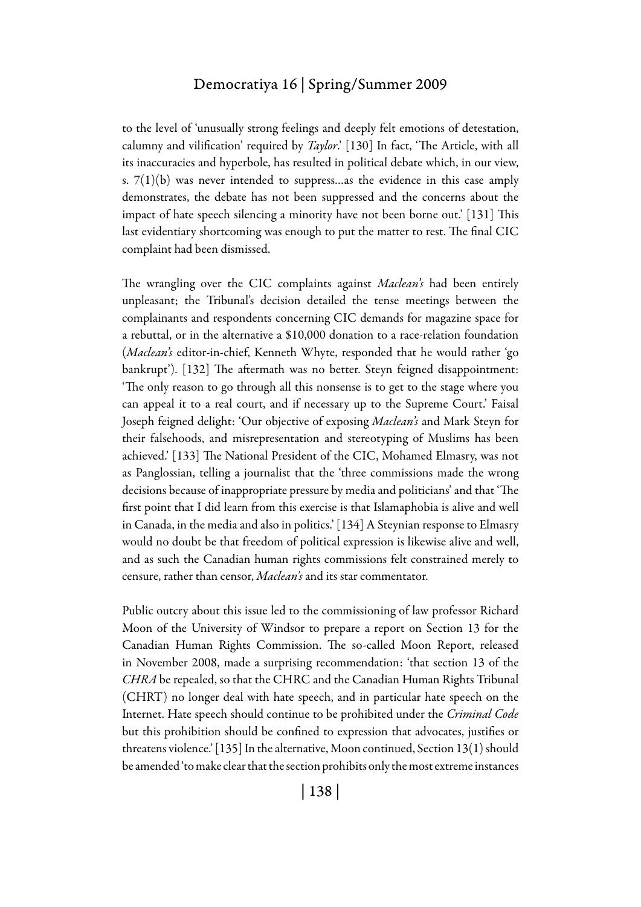to the level of 'unusually strong feelings and deeply felt emotions of detestation, calumny and vilification' required by *Taylor*.' [130] In fact, 'The Article, with all its inaccuracies and hyperbole, has resulted in political debate which, in our view, s. 7(1)(b) was never intended to suppress…as the evidence in this case amply demonstrates, the debate has not been suppressed and the concerns about the impact of hate speech silencing a minority have not been borne out.' [131] This last evidentiary shortcoming was enough to put the matter to rest. The final CIC complaint had been dismissed.

The wrangling over the CIC complaints against *Maclean's* had been entirely unpleasant; the Tribunal's decision detailed the tense meetings between the complainants and respondents concerning CIC demands for magazine space for a rebuttal, or in the alternative a $10,000 donation to a race-relation foundation (*Maclean's* editor-in-chief, Kenneth Whyte, responded that he would rather 'go bankrupt'). [132] The aftermath was no better. Steyn feigned disappointment: 'The only reason to go through all this nonsense is to get to the stage where you can appeal it to a real court, and if necessary up to the Supreme Court.' Faisal Joseph feigned delight: 'Our objective of exposing *Maclean's* and Mark Steyn for their falsehoods, and misrepresentation and stereotyping of Muslims has been achieved.' [133] The National President of the CIC, Mohamed Elmasry, was not as Panglossian, telling a journalist that the 'three commissions made the wrong decisions because of inappropriate pressure by media and politicians' and that 'The first point that I did learn from this exercise is that Islamaphobia is alive and well in Canada, in the media and also in politics.' [134] A Steynian response to Elmasry would no doubt be that freedom of political expression is likewise alive and well, and as such the Canadian human rights commissions felt constrained merely to censure, rather than censor, *Maclean's* and its star commentator.

Public outcry about this issue led to the commissioning of law professor Richard Moon of the University of Windsor to prepare a report on Section 13 for the Canadian Human Rights Commission. The so-called Moon Report, released in November 2008, made a surprising recommendation: 'that section 13 of the *CHRA* be repealed, so that the CHRC and the Canadian Human Rights Tribunal (CHRT) no longer deal with hate speech, and in particular hate speech on the Internet. Hate speech should continue to be prohibited under the *Criminal Code* but this prohibition should be confined to expression that advocates, justifies or threatens violence.' [135] In the alternative, Moon continued, Section 13(1) should be amended 'to make clear that the section prohibits only the most extreme instances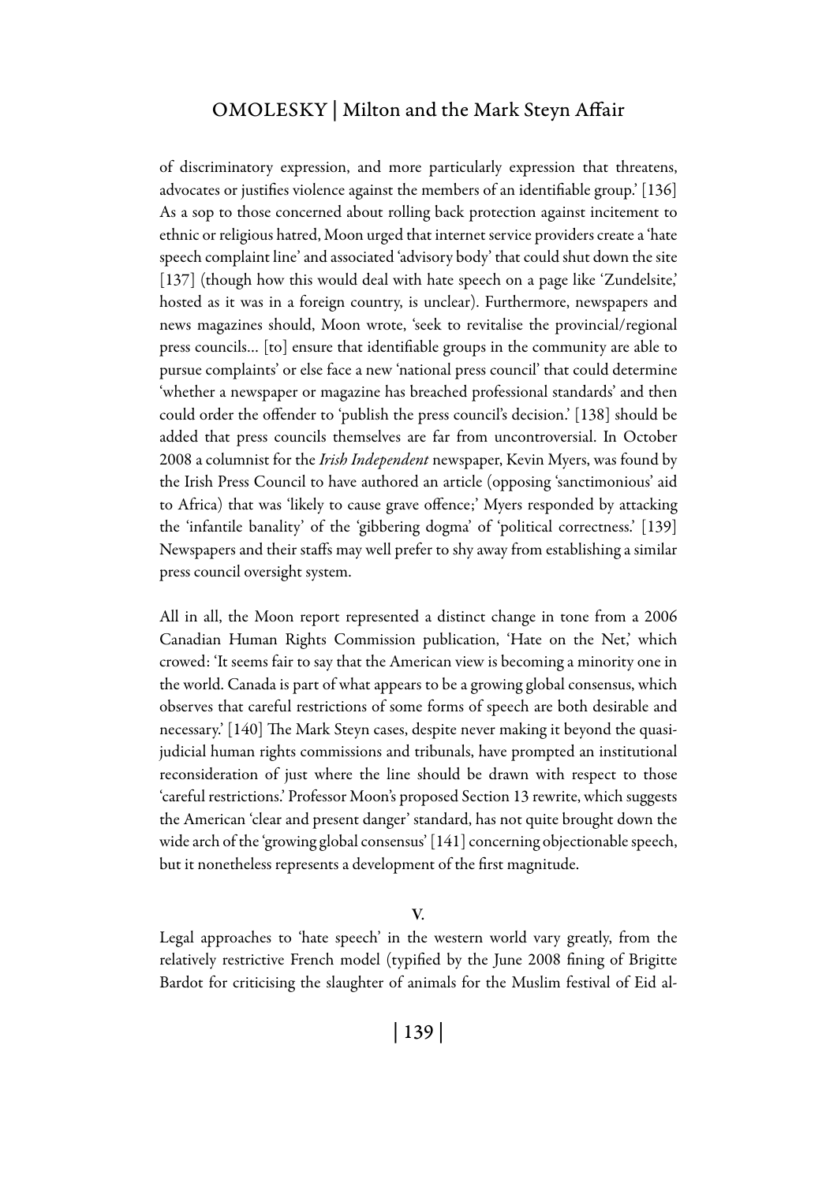of discriminatory expression, and more particularly expression that threatens, advocates or justifies violence against the members of an identifiable group.' [136] As a sop to those concerned about rolling back protection against incitement to ethnic or religious hatred, Moon urged that internet service providers create a 'hate speech complaint line' and associated 'advisory body' that could shut down the site [137] (though how this would deal with hate speech on a page like 'Zundelsite,' hosted as it was in a foreign country, is unclear). Furthermore, newspapers and news magazines should, Moon wrote, 'seek to revitalise the provincial/regional press councils… [to] ensure that identifiable groups in the community are able to pursue complaints' or else face a new 'national press council' that could determine 'whether a newspaper or magazine has breached professional standards' and then could order the offender to 'publish the press council's decision.' [138] should be added that press councils themselves are far from uncontroversial. In October 2008 a columnist for the *Irish Independent* newspaper, Kevin Myers, was found by the Irish Press Council to have authored an article (opposing 'sanctimonious' aid to Africa) that was 'likely to cause grave offence;' Myers responded by attacking the 'infantile banality' of the 'gibbering dogma' of 'political correctness.' [139] Newspapers and their staffs may well prefer to shy away from establishing a similar press council oversight system.

All in all, the Moon report represented a distinct change in tone from a 2006 Canadian Human Rights Commission publication, 'Hate on the Net,' which crowed: 'It seems fair to say that the American view is becoming a minority one in the world. Canada is part of what appears to be a growing global consensus, which observes that careful restrictions of some forms of speech are both desirable and necessary.' [140] The Mark Steyn cases, despite never making it beyond the quasi-judicial human rights commissions and tribunals, have prompted an institutional reconsideration of just where the line should be drawn with respect to those 'careful restrictions.' Professor Moon's proposed Section 13 rewrite, which suggests the American 'clear and present danger' standard, has not quite brought down the wide arch of the 'growing global consensus' [141] concerning objectionable speech, but it nonetheless represents a development of the first magnitude.

## V.

Legal approaches to 'hate speech' in the western world vary greatly, from the relatively restrictive French model (typified by the June 2008 fining of Brigitte Bardot for criticising the slaughter of animals for the Muslim festival of Eid al-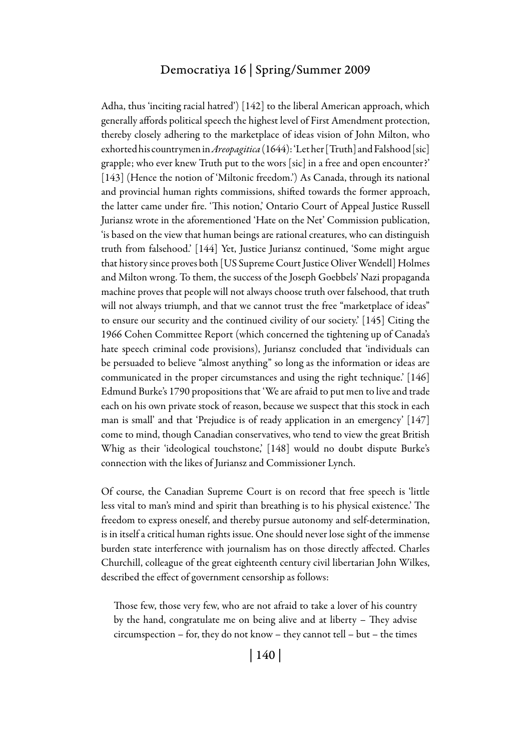Adha, thus 'inciting racial hatred') [142] to the liberal American approach, which generally affords political speech the highest level of First Amendment protection, thereby closely adhering to the marketplace of ideas vision of John Milton, who exhorted his countrymen in *Areopagitica* (1644): 'Let her [Truth] and Falshood [sic] grapple; who ever knew Truth put to the wors [sic] in a free and open encounter?' [143] (Hence the notion of 'Miltonic freedom.') As Canada, through its national and provincial human rights commissions, shifted towards the former approach, the latter came under fire. 'This notion,' Ontario Court of Appeal Justice Russell Juriansz wrote in the aforementioned 'Hate on the Net' Commission publication, 'is based on the view that human beings are rational creatures, who can distinguish truth from falsehood.' [144] Yet, Justice Juriansz continued, 'Some might argue that history since proves both [US Supreme Court Justice Oliver Wendell] Holmes and Milton wrong. To them, the success of the Joseph Goebbels' Nazi propaganda machine proves that people will not always choose truth over falsehood, that truth will not always triumph, and that we cannot trust the free "marketplace of ideas" to ensure our security and the continued civility of our society.' [145] Citing the 1966 Cohen Committee Report (which concerned the tightening up of Canada's hate speech criminal code provisions), Juriansz concluded that 'individuals can be persuaded to believe "almost anything" so long as the information or ideas are communicated in the proper circumstances and using the right technique.' [146] Edmund Burke's 1790 propositions that 'We are afraid to put men to live and trade each on his own private stock of reason, because we suspect that this stock in each man is small' and that 'Prejudice is of ready application in an emergency' [147] come to mind, though Canadian conservatives, who tend to view the great British Whig as their 'ideological touchstone,' [148] would no doubt dispute Burke's connection with the likes of Juriansz and Commissioner Lynch.

Of course, the Canadian Supreme Court is on record that free speech is 'little less vital to man's mind and spirit than breathing is to his physical existence.' The freedom to express oneself, and thereby pursue autonomy and self-determination, is in itself a critical human rights issue. One should never lose sight of the immense burden state interference with journalism has on those directly affected. Charles Churchill, colleague of the great eighteenth century civil libertarian John Wilkes, described the effect of government censorship as follows:

> Those few, those very few, who are not afraid to take a lover of his country by the hand, congratulate me on being alive and at liberty – They advise circumspection – for, they do not know – they cannot tell – but – the times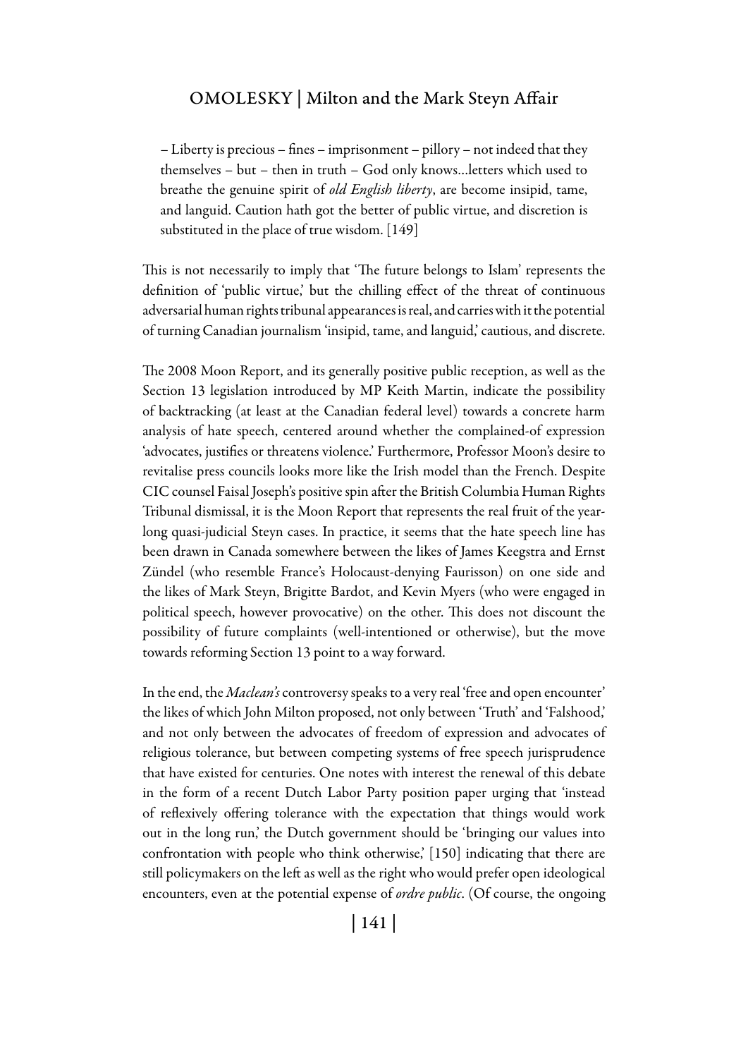> – Liberty is precious – fines – imprisonment – pillory – not indeed that they themselves – but – then in truth – God only knows…letters which used to breathe the genuine spirit of *old English liberty*, are become insipid, tame, and languid. Caution hath got the better of public virtue, and discretion is substituted in the place of true wisdom. [149]

This is not necessarily to imply that 'The future belongs to Islam' represents the definition of 'public virtue,' but the chilling effect of the threat of continuous adversarial human rights tribunal appearances is real, and carries with it the potential of turning Canadian journalism 'insipid, tame, and languid,' cautious, and discrete.

The 2008 Moon Report, and its generally positive public reception, as well as the Section 13 legislation introduced by MP Keith Martin, indicate the possibility of backtracking (at least at the Canadian federal level) towards a concrete harm analysis of hate speech, centered around whether the complained-of expression 'advocates, justifies or threatens violence.' Furthermore, Professor Moon's desire to revitalise press councils looks more like the Irish model than the French. Despite CIC counsel Faisal Joseph's positive spin after the British Columbia Human Rights Tribunal dismissal, it is the Moon Report that represents the real fruit of the year-long quasi-judicial Steyn cases. In practice, it seems that the hate speech line has been drawn in Canada somewhere between the likes of James Keegstra and Ernst Zündel (who resemble France's Holocaust-denying Faurisson) on one side and the likes of Mark Steyn, Brigitte Bardot, and Kevin Myers (who were engaged in political speech, however provocative) on the other. This does not discount the possibility of future complaints (well-intentioned or otherwise), but the move towards reforming Section 13 point to a way forward.

In the end, the *Maclean's* controversy speaks to a very real 'free and open encounter' the likes of which John Milton proposed, not only between 'Truth' and 'Falshood,' and not only between the advocates of freedom of expression and advocates of religious tolerance, but between competing systems of free speech jurisprudence that have existed for centuries. One notes with interest the renewal of this debate in the form of a recent Dutch Labor Party position paper urging that 'instead of reflexively offering tolerance with the expectation that things would work out in the long run,' the Dutch government should be 'bringing our values into confrontation with people who think otherwise,' [150] indicating that there are still policymakers on the left as well as the right who would prefer open ideological encounters, even at the potential expense of *ordre public*. (Of course, the ongoing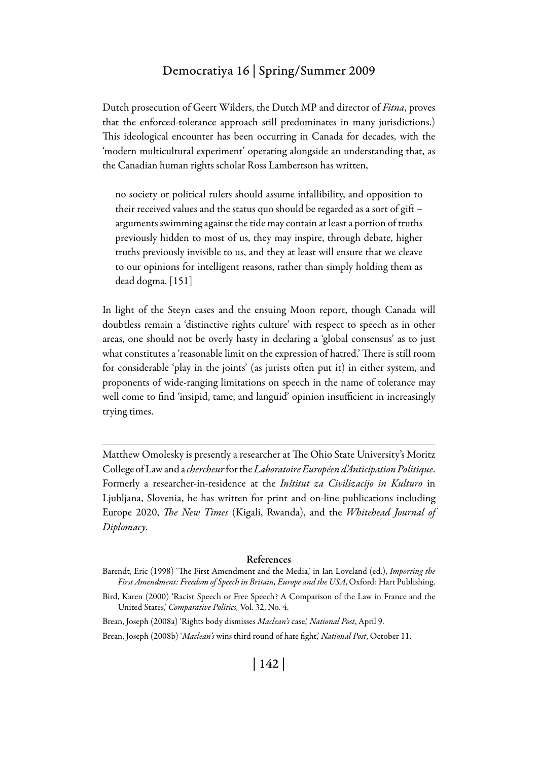Dutch prosecution of Geert Wilders, the Dutch MP and director of *Fitna*, proves that the enforced-tolerance approach still predominates in many jurisdictions.) This ideological encounter has been occurring in Canada for decades, with the 'modern multicultural experiment' operating alongside an understanding that, as the Canadian human rights scholar Ross Lambertson has written,

> no society or political rulers should assume infallibility, and opposition to their received values and the status quo should be regarded as a sort of gift – arguments swimming against the tide may contain at least a portion of truths previously hidden to most of us, they may inspire, through debate, higher truths previously invisible to us, and they at least will ensure that we cleave to our opinions for intelligent reasons, rather than simply holding them as dead dogma. [151]

In light of the Steyn cases and the ensuing Moon report, though Canada will doubtless remain a 'distinctive rights culture' with respect to speech as in other areas, one should not be overly hasty in declaring a 'global consensus' as to just what constitutes a 'reasonable limit on the expression of hatred.' There is still room for considerable 'play in the joints' (as jurists often put it) in either system, and proponents of wide-ranging limitations on speech in the name of tolerance may well come to find 'insipid, tame, and languid' opinion insufficient in increasingly trying times.

---

Matthew Omolesky is presently a researcher at The Ohio State University's Moritz College of Law and a *chercheur* for the *Laboratoire Européen d'Anticipation Politique*. Formerly a researcher-in-residence at the *Inštitut za Civilizacijo in Kulturo* in Ljubljana, Slovenia, he has written for print and on-line publications including Europe 2020, *The New Times* (Kigali, Rwanda), and the *Whitehead Journal of Diplomacy*.

## References

Barendt, Eric (1998) 'The First Amendment and the Media,' in Ian Loveland (ed.), *Importing the First Amendment: Freedom of Speech in Britain, Europe and the USA*, Oxford: Hart Publishing.

Bird, Karen (2000) 'Racist Speech or Free Speech? A Comparison of the Law in France and the United States,' *Comparative Politics,* Vol. 32, No. 4.

Brean, Joseph (2008a) 'Rights body dismisses *Maclean's* case,' *National Post*, April 9.

Brean, Joseph (2008b) '*Maclean's* wins third round of hate fight,' *National Post*, October 11.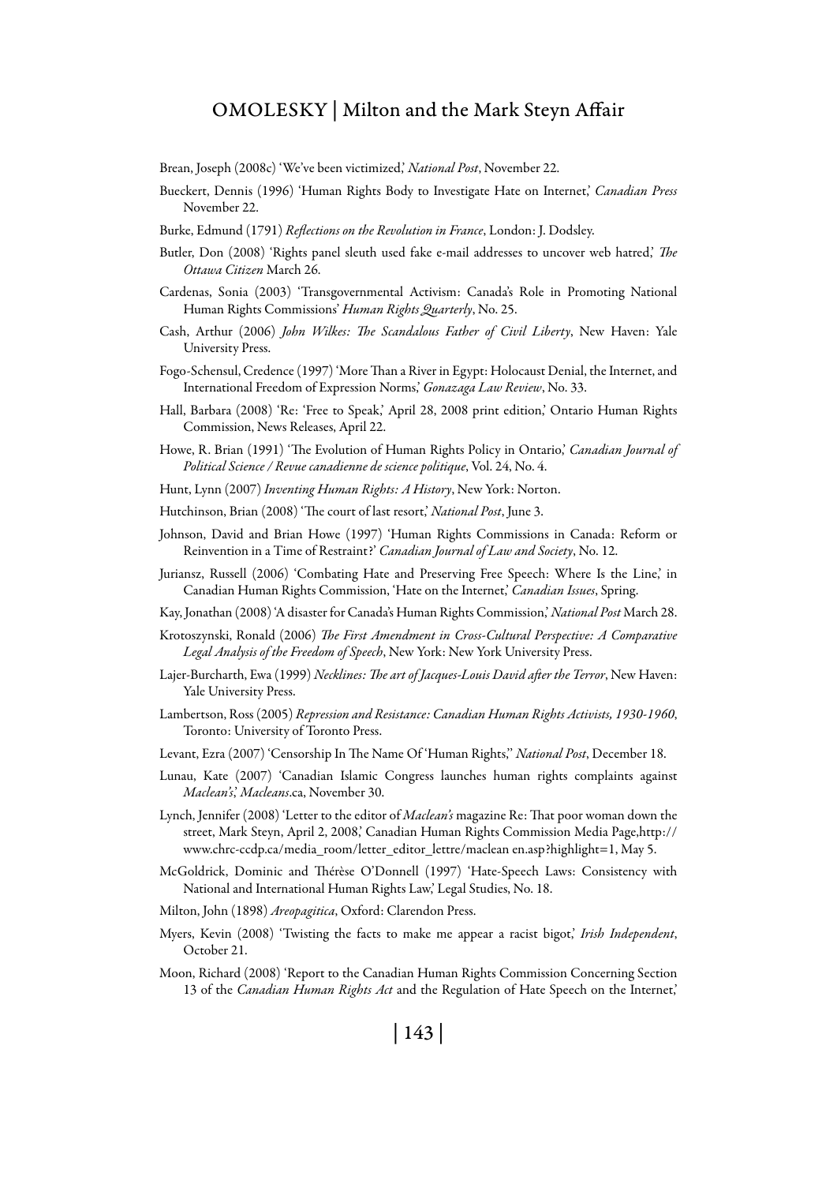Brean, Joseph (2008c) 'We've been victimized,' *National Post*, November 22.

Bueckert, Dennis (1996) 'Human Rights Body to Investigate Hate on Internet,' *Canadian Press* November 22.

Burke, Edmund (1791) *Reflections on the Revolution in France*, London: J. Dodsley.

Butler, Don (2008) 'Rights panel sleuth used fake e-mail addresses to uncover web hatred,' *The Ottawa Citizen* March 26.

Cardenas, Sonia (2003) 'Transgovernmental Activism: Canada's Role in Promoting National Human Rights Commissions' *Human Rights Quarterly*, No. 25.

Cash, Arthur (2006) *John Wilkes: The Scandalous Father of Civil Liberty*, New Haven: Yale University Press.

Fogo-Schensul, Credence (1997) 'More Than a River in Egypt: Holocaust Denial, the Internet, and International Freedom of Expression Norms,' *Gonazaga Law Review*, No. 33.

Hall, Barbara (2008) 'Re: 'Free to Speak,' April 28, 2008 print edition,' Ontario Human Rights Commission, News Releases, April 22.

Howe, R. Brian (1991) 'The Evolution of Human Rights Policy in Ontario,' *Canadian Journal of Political Science / Revue canadienne de science politique*, Vol. 24, No. 4.

Hunt, Lynn (2007) *Inventing Human Rights: A History*, New York: Norton.

Hutchinson, Brian (2008) 'The court of last resort,' *National Post*, June 3.

Johnson, David and Brian Howe (1997) 'Human Rights Commissions in Canada: Reform or Reinvention in a Time of Restraint?' *Canadian Journal of Law and Society*, No. 12.

Juriansz, Russell (2006) 'Combating Hate and Preserving Free Speech: Where Is the Line,' in Canadian Human Rights Commission, 'Hate on the Internet,' *Canadian Issues*, Spring.

Kay, Jonathan (2008) 'A disaster for Canada's Human Rights Commission,' *National Post* March 28.

Krotoszynski, Ronald (2006) *The First Amendment in Cross-Cultural Perspective: A Comparative Legal Analysis of the Freedom of Speech*, New York: New York University Press.

Lajer-Burcharth, Ewa (1999) *Necklines: The art of Jacques-Louis David after the Terror*, New Haven: Yale University Press.

Lambertson, Ross (2005) *Repression and Resistance: Canadian Human Rights Activists, 1930-1960*, Toronto: University of Toronto Press.

Levant, Ezra (2007) 'Censorship In The Name Of 'Human Rights,'' *National Post*, December 18.

Lunau, Kate (2007) 'Canadian Islamic Congress launches human rights complaints against *Maclean's*,' *Macleans*.ca, November 30.

Lynch, Jennifer (2008) 'Letter to the editor of *Maclean's* magazine Re: That poor woman down the street, Mark Steyn, April 2, 2008,' Canadian Human Rights Commission Media Page,http://www.chrc-ccdp.ca/media_room/letter_editor_lettre/maclean en.asp?highlight=1, May 5.

McGoldrick, Dominic and Thérèse O'Donnell (1997) 'Hate-Speech Laws: Consistency with National and International Human Rights Law,' Legal Studies, No. 18.

Milton, John (1898) *Areopagitica*, Oxford: Clarendon Press.

Myers, Kevin (2008) 'Twisting the facts to make me appear a racist bigot,' *Irish Independent*, October 21.

Moon, Richard (2008) 'Report to the Canadian Human Rights Commission Concerning Section 13 of the *Canadian Human Rights Act* and the Regulation of Hate Speech on the Internet,'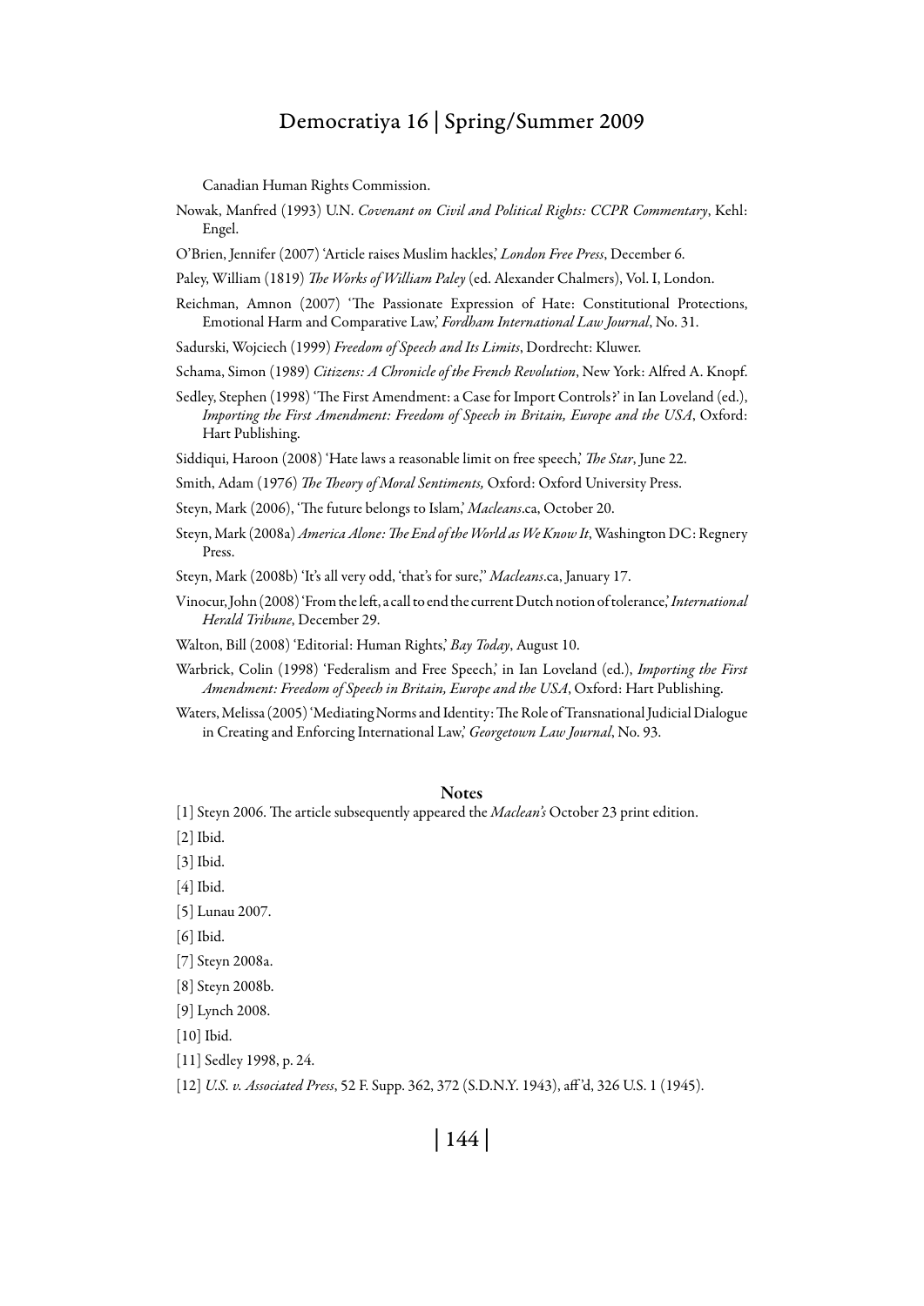Canadian Human Rights Commission.

Nowak, Manfred (1993) U.N. *Covenant on Civil and Political Rights: CCPR Commentary*, Kehl: Engel.

O'Brien, Jennifer (2007) 'Article raises Muslim hackles,' *London Free Press*, December 6.

Paley, William (1819) *The Works of William Paley* (ed. Alexander Chalmers), Vol. I, London.

Reichman, Amnon (2007) 'The Passionate Expression of Hate: Constitutional Protections, Emotional Harm and Comparative Law,' *Fordham International Law Journal*, No. 31.

Sadurski, Wojciech (1999) *Freedom of Speech and Its Limits*, Dordrecht: Kluwer.

Schama, Simon (1989) *Citizens: A Chronicle of the French Revolution*, New York: Alfred A. Knopf.

Sedley, Stephen (1998) 'The First Amendment: a Case for Import Controls?' in Ian Loveland (ed.), *Importing the First Amendment: Freedom of Speech in Britain, Europe and the USA*, Oxford: Hart Publishing.

Siddiqui, Haroon (2008) 'Hate laws a reasonable limit on free speech,' *The Star*, June 22.

Smith, Adam (1976) *The Theory of Moral Sentiments,* Oxford: Oxford University Press.

Steyn, Mark (2006), 'The future belongs to Islam,' *Macleans*.ca, October 20.

Steyn, Mark (2008a) *America Alone: The End of the World as We Know It*, Washington DC: Regnery Press.

Steyn, Mark (2008b) 'It's all very odd, 'that's for sure,'' *Macleans*.ca, January 17.

Vinocur, John (2008) 'From the left, a call to end the current Dutch notion of tolerance,' *International Herald Tribune*, December 29.

Walton, Bill (2008) 'Editorial: Human Rights,' *Bay Today*, August 10.

Warbrick, Colin (1998) 'Federalism and Free Speech,' in Ian Loveland (ed.), *Importing the First Amendment: Freedom of Speech in Britain, Europe and the USA*, Oxford: Hart Publishing.

Waters, Melissa (2005) 'Mediating Norms and Identity: The Role of Transnational Judicial Dialogue in Creating and Enforcing International Law,' *Georgetown Law Journal*, No. 93.

## Notes

[1] Steyn 2006. The article subsequently appeared the *Maclean's* October 23 print edition.

[2] Ibid.

[3] Ibid.

[4] Ibid.

[5] Lunau 2007.

[6] Ibid.

[7] Steyn 2008a.

[8] Steyn 2008b.

[9] Lynch 2008.

[10] Ibid.

[11] Sedley 1998, p. 24.

[12] *U.S. v. Associated Press*, 52 F. Supp. 362, 372 (S.D.N.Y. 1943), aff'd, 326 U.S. 1 (1945).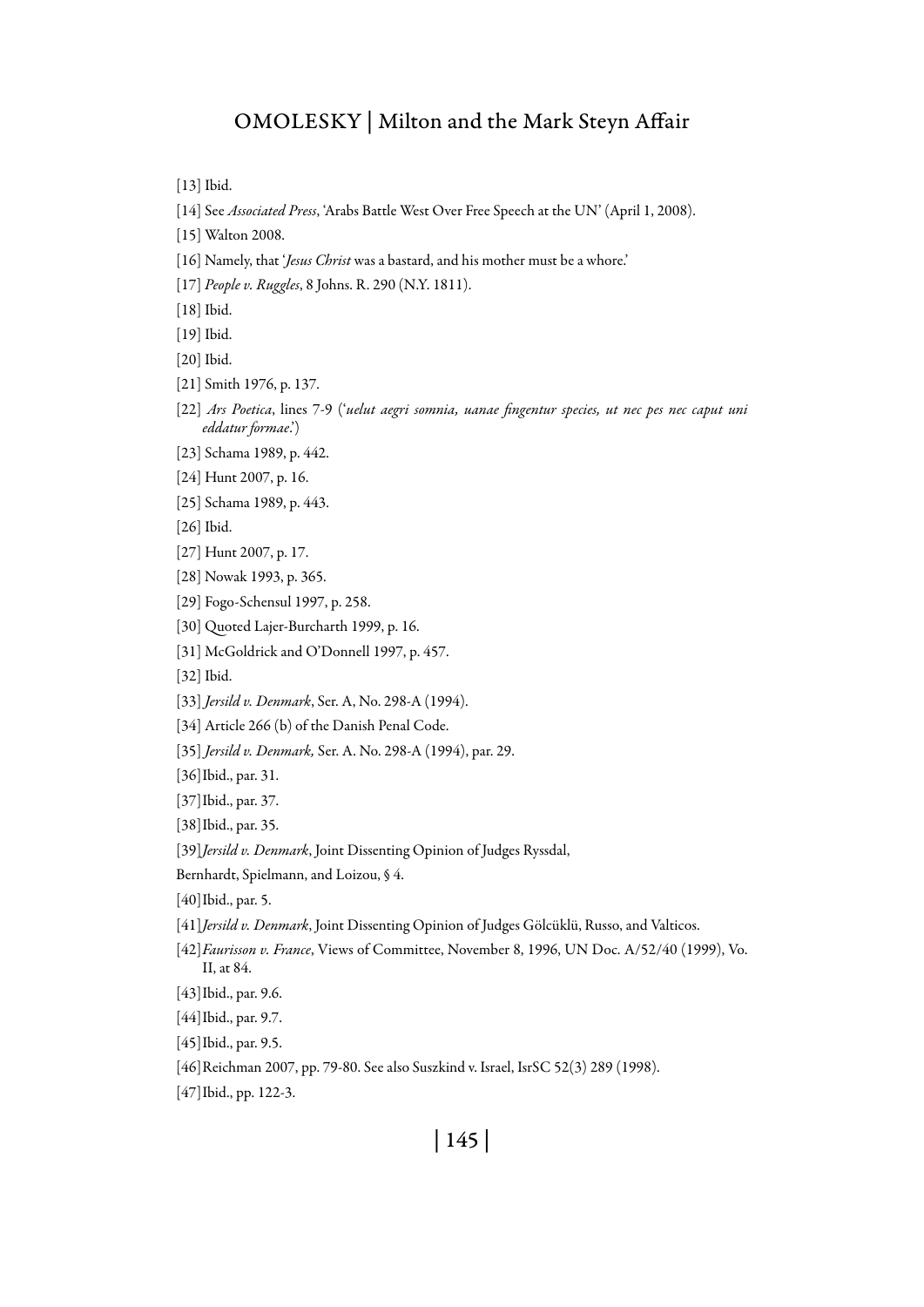[13] Ibid.

[14] See *Associated Press*, 'Arabs Battle West Over Free Speech at the UN' (April 1, 2008).

[15] Walton 2008.

[16] Namely, that '*Jesus Christ* was a bastard, and his mother must be a whore.'

[17] *People v. Ruggles*, 8 Johns. R. 290 (N.Y. 1811).

[18] Ibid.

[19] Ibid.

[20] Ibid.

[21] Smith 1976, p. 137.

[22] *Ars Poetica*, lines 7-9 ('*uelut aegri somnia, uanae fingentur species, ut nec pes nec caput uni eddatur formae*.')

[23] Schama 1989, p. 442.

[24] Hunt 2007, p. 16.

[25] Schama 1989, p. 443.

[26] Ibid.

[27] Hunt 2007, p. 17.

[28] Nowak 1993, p. 365.

[29] Fogo-Schensul 1997, p. 258.

[30] Quoted Lajer-Burcharth 1999, p. 16.

[31] McGoldrick and O'Donnell 1997, p. 457.

[32] Ibid.

[33] *Jersild v. Denmark*, Ser. A, No. 298-A (1994).

[34] Article 266 (b) of the Danish Penal Code.

[35] *Jersild v. Denmark,* Ser. A. No. 298-A (1994), par. 29.

[36] Ibid., par. 31.

[37] Ibid., par. 37.

[38] Ibid., par. 35.

[39] *Jersild v. Denmark*, Joint Dissenting Opinion of Judges Ryssdal,

Bernhardt, Spielmann, and Loizou, § 4.

[40] Ibid., par. 5.

[41] *Jersild v. Denmark*, Joint Dissenting Opinion of Judges Gölcüklü, Russo, and Valticos.

[42] *Faurisson v. France*, Views of Committee, November 8, 1996, UN Doc. A/52/40 (1999), Vo. II, at 84.

[43] Ibid., par. 9.6.

[44] Ibid., par. 9.7.

[45] Ibid., par. 9.5.

[46] Reichman 2007, pp. 79-80. See also Suszkind v. Israel, IsrSC 52(3) 289 (1998).

[47] Ibid., pp. 122-3.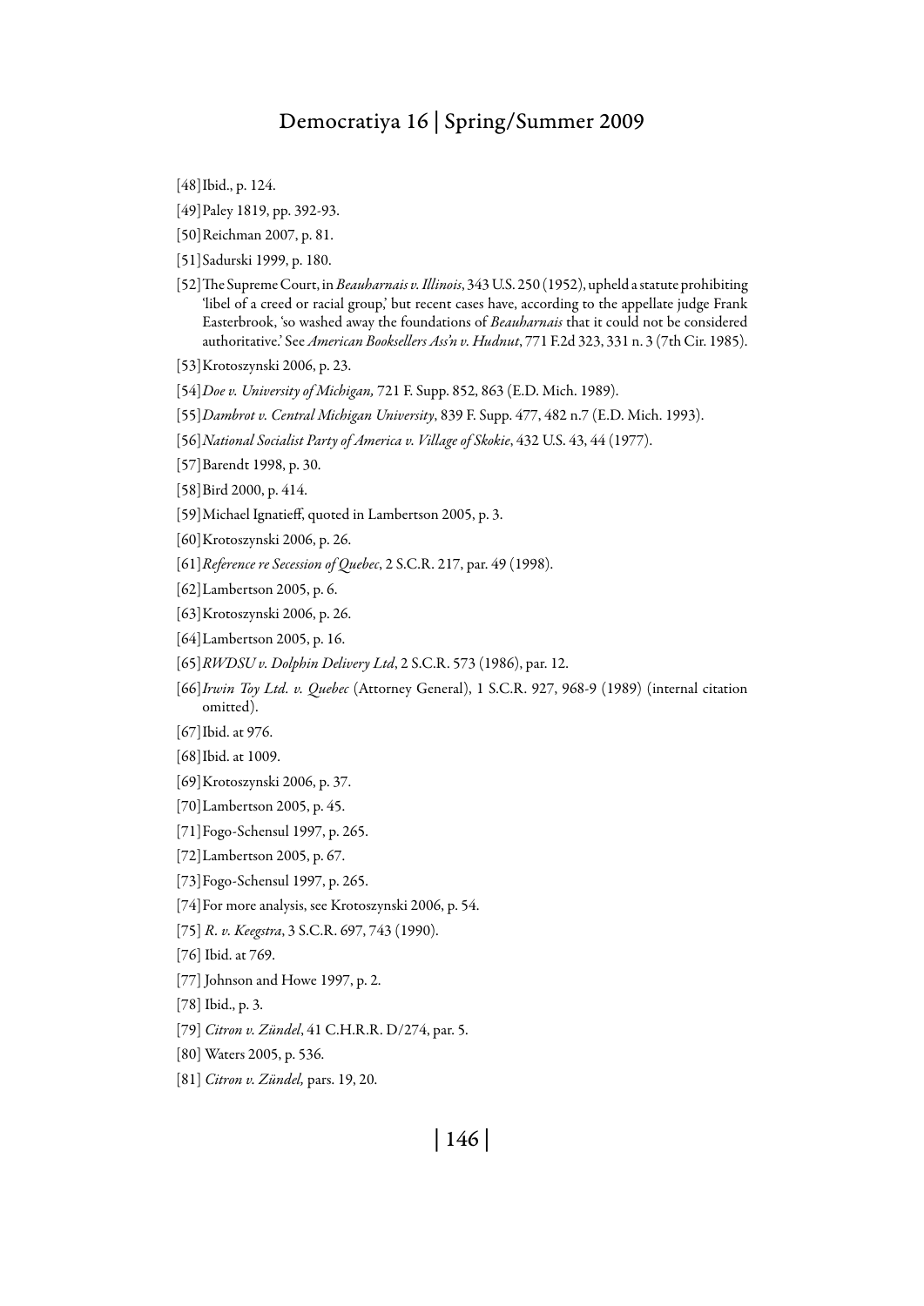[48] Ibid., p. 124.

[49] Paley 1819, pp. 392-93.

[50] Reichman 2007, p. 81.

[51] Sadurski 1999, p. 180.

[52] The Supreme Court, in *Beauharnais v. Illinois*, 343 U.S. 250 (1952), upheld a statute prohibiting 'libel of a creed or racial group,' but recent cases have, according to the appellate judge Frank Easterbrook, 'so washed away the foundations of *Beauharnais* that it could not be considered authoritative.' See *American Booksellers Ass'n v. Hudnut*, 771 F.2d 323, 331 n. 3 (7th Cir. 1985).

[53] Krotoszynski 2006, p. 23.

[54] *Doe v. University of Michigan,* 721 F. Supp. 852, 863 (E.D. Mich. 1989).

[55] *Dambrot v. Central Michigan University*, 839 F. Supp. 477, 482 n.7 (E.D. Mich. 1993).

[56] *National Socialist Party of America v. Village of Skokie*, 432 U.S. 43, 44 (1977).

[57] Barendt 1998, p. 30.

[58] Bird 2000, p. 414.

[59] Michael Ignatieff, quoted in Lambertson 2005, p. 3.

[60] Krotoszynski 2006, p. 26.

[61] *Reference re Secession of Quebec*, 2 S.C.R. 217, par. 49 (1998).

[62] Lambertson 2005, p. 6.

[63] Krotoszynski 2006, p. 26.

[64] Lambertson 2005, p. 16.

[65] *RWDSU v. Dolphin Delivery Ltd*, 2 S.C.R. 573 (1986), par. 12.

[66] *Irwin Toy Ltd. v. Quebec* (Attorney General), 1 S.C.R. 927, 968-9 (1989) (internal citation omitted).

[67] Ibid. at 976.

[68] Ibid. at 1009.

[69] Krotoszynski 2006, p. 37.

[70] Lambertson 2005, p. 45.

[71] Fogo-Schensul 1997, p. 265.

[72] Lambertson 2005, p. 67.

[73] Fogo-Schensul 1997, p. 265.

[74] For more analysis, see Krotoszynski 2006, p. 54.

[75] *R. v. Keegstra*, 3 S.C.R. 697, 743 (1990).

[76] Ibid. at 769.

[77] Johnson and Howe 1997, p. 2.

[78] Ibid., p. 3.

[79] *Citron v. Zündel*, 41 C.H.R.R. D/274, par. 5.

[80] Waters 2005, p. 536.

[81] *Citron v. Zündel,* pars. 19, 20.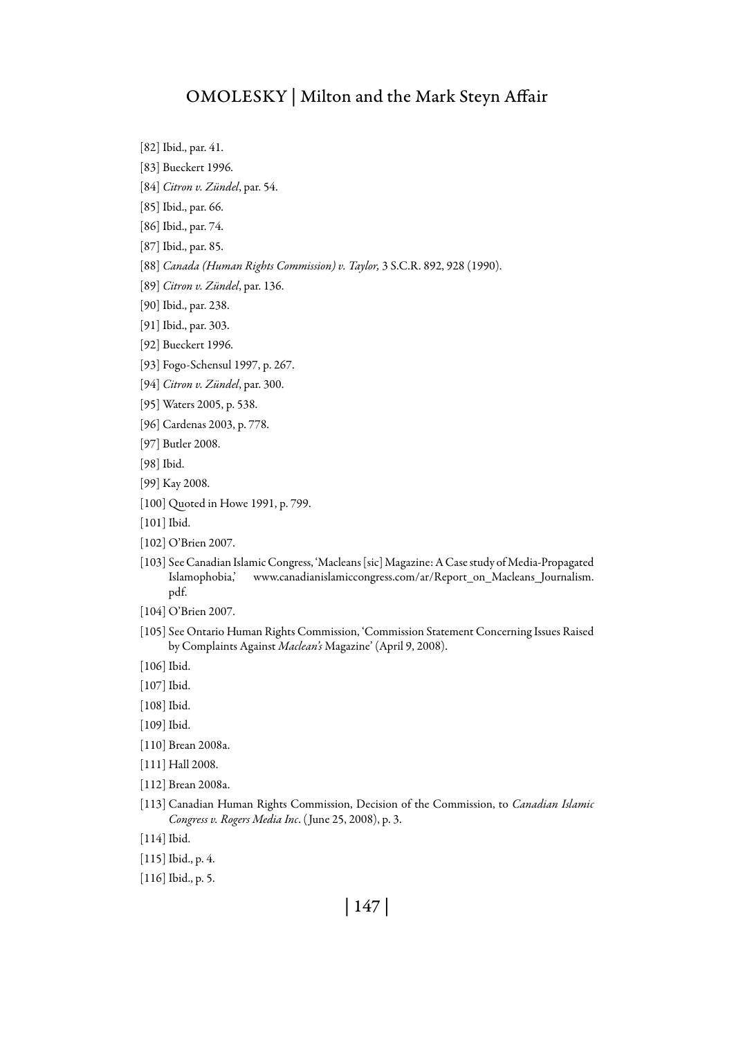[82] Ibid., par. 41.

[83] Bueckert 1996.

[84] *Citron v. Zündel*, par. 54.

[85] Ibid., par. 66.

[86] Ibid., par. 74.

[87] Ibid., par. 85.

[88] *Canada (Human Rights Commission) v. Taylor,* 3 S.C.R. 892, 928 (1990).

[89] *Citron v. Zündel*, par. 136.

[90] Ibid., par. 238.

[91] Ibid., par. 303.

[92] Bueckert 1996.

[93] Fogo-Schensul 1997, p. 267.

[94] *Citron v. Zündel*, par. 300.

[95] Waters 2005, p. 538.

[96] Cardenas 2003, p. 778.

[97] Butler 2008.

[98] Ibid.

[99] Kay 2008.

[100] Quoted in Howe 1991, p. 799.

[101] Ibid.

[102] O'Brien 2007.

[103] See Canadian Islamic Congress, 'Macleans [sic] Magazine: A Case study of Media-Propagated Islamophobia,' www.canadianislamiccongress.com/ar/Report_on_Macleans_Journalism.pdf.

[104] O'Brien 2007.

[105] See Ontario Human Rights Commission, 'Commission Statement Concerning Issues Raised by Complaints Against *Maclean's* Magazine' (April 9, 2008).

[106] Ibid.

[107] Ibid.

[108] Ibid.

[109] Ibid.

[110] Brean 2008a.

[111] Hall 2008.

[112] Brean 2008a.

[113] Canadian Human Rights Commission, Decision of the Commission, to *Canadian Islamic Congress v. Rogers Media Inc*. (June 25, 2008), p. 3.

[114] Ibid.

[115] Ibid., p. 4.

[116] Ibid., p. 5.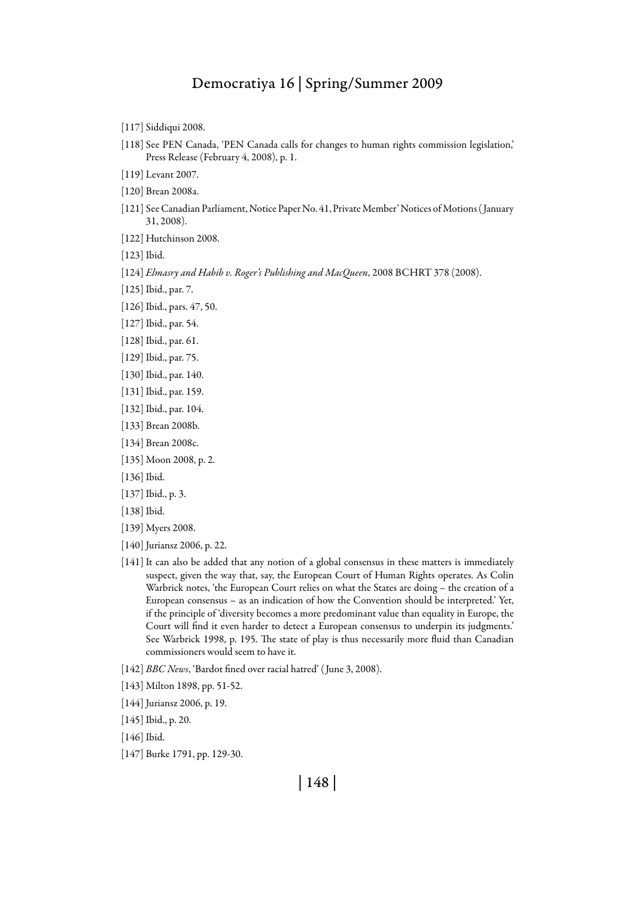[117] Siddiqui 2008.

[118] See PEN Canada, 'PEN Canada calls for changes to human rights commission legislation,' Press Release (February 4, 2008), p. 1.

[119] Levant 2007.

[120] Brean 2008a.

[121] See Canadian Parliament, Notice Paper No. 41, Private Member' Notices of Motions (January 31, 2008).

[122] Hutchinson 2008.

[123] Ibid.

[124] *Elmasry and Habib v. Roger's Publishing and MacQueen*, 2008 BCHRT 378 (2008).

[125] Ibid., par. 7.

[126] Ibid., pars. 47, 50.

[127] Ibid., par. 54.

[128] Ibid., par. 61.

[129] Ibid., par. 75.

[130] Ibid., par. 140.

[131] Ibid., par. 159.

[132] Ibid., par. 104.

[133] Brean 2008b.

[134] Brean 2008c.

[135] Moon 2008, p. 2.

[136] Ibid.

[137] Ibid., p. 3.

[138] Ibid.

[139] Myers 2008.

[140] Juriansz 2006, p. 22.

[141] It can also be added that any notion of a global consensus in these matters is immediately suspect, given the way that, say, the European Court of Human Rights operates. As Colin Warbrick notes, 'the European Court relies on what the States are doing – the creation of a European consensus – as an indication of how the Convention should be interpreted.' Yet, if the principle of 'diversity becomes a more predominant value than equality in Europe, the Court will find it even harder to detect a European consensus to underpin its judgments.' See Warbrick 1998, p. 195. The state of play is thus necessarily more fluid than Canadian commissioners would seem to have it.

[142] *BBC News*, 'Bardot fined over racial hatred' (June 3, 2008).

[143] Milton 1898, pp. 51-52.

[144] Juriansz 2006, p. 19.

[145] Ibid., p. 20.

[146] Ibid.

[147] Burke 1791, pp. 129-30.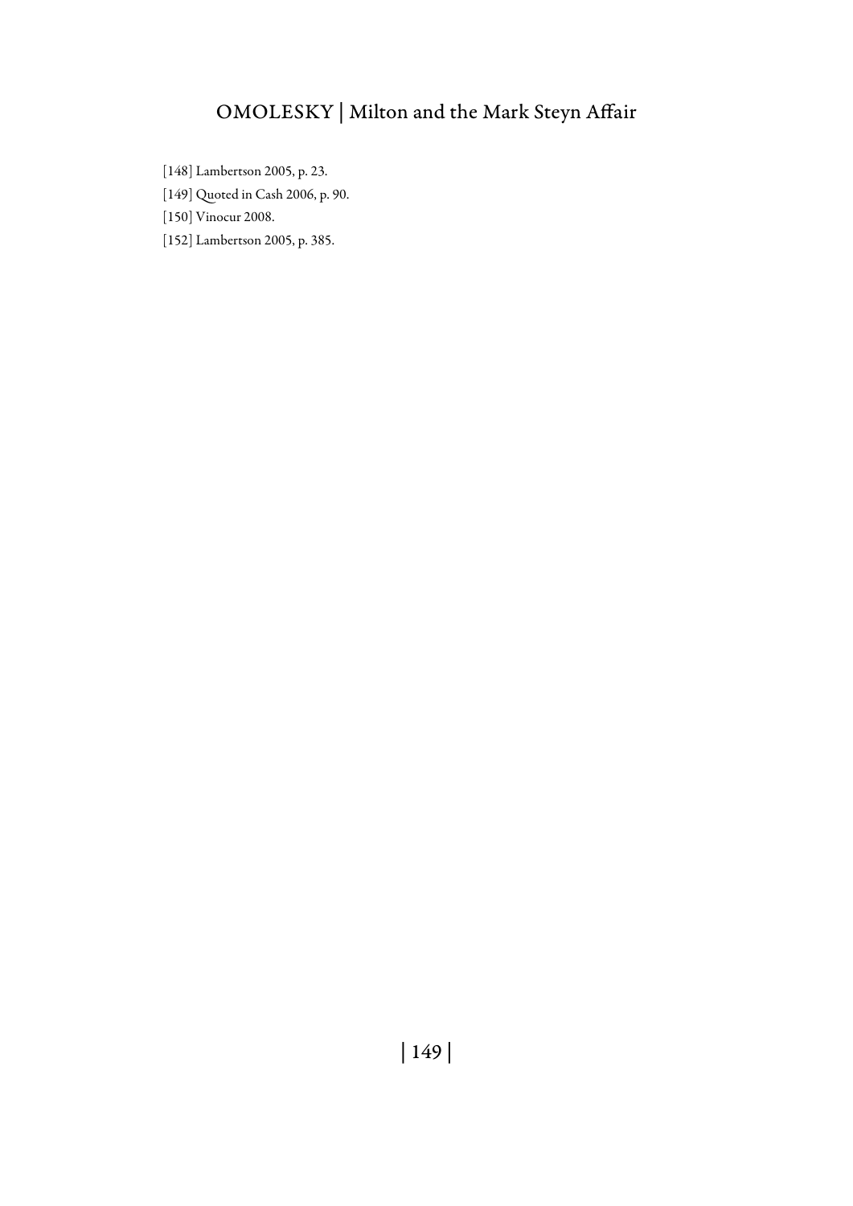[148] Lambertson 2005, p. 23.

[149] Quoted in Cash 2006, p. 90.

[150] Vinocur 2008.

[152] Lambertson 2005, p. 385.